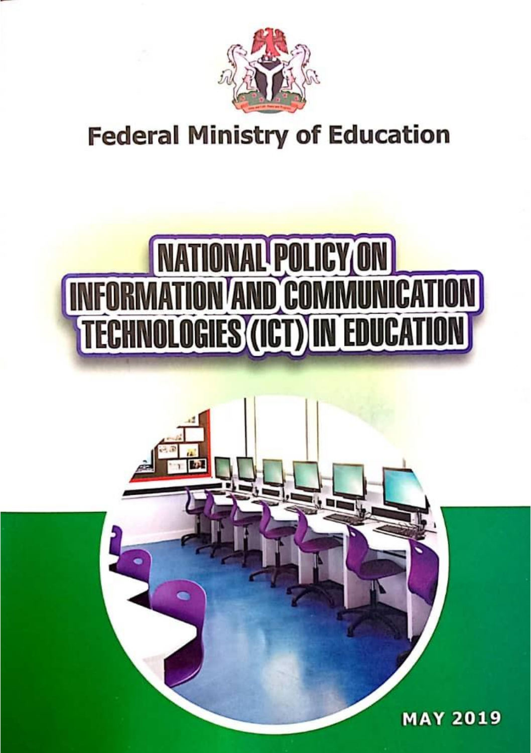# Federal Ministry of Education

# NATIONAL POLICY ON INFORMATION AND COMMUNICATION TECHNOLOGIES (ICT) IN EDUCATION

MAY 2019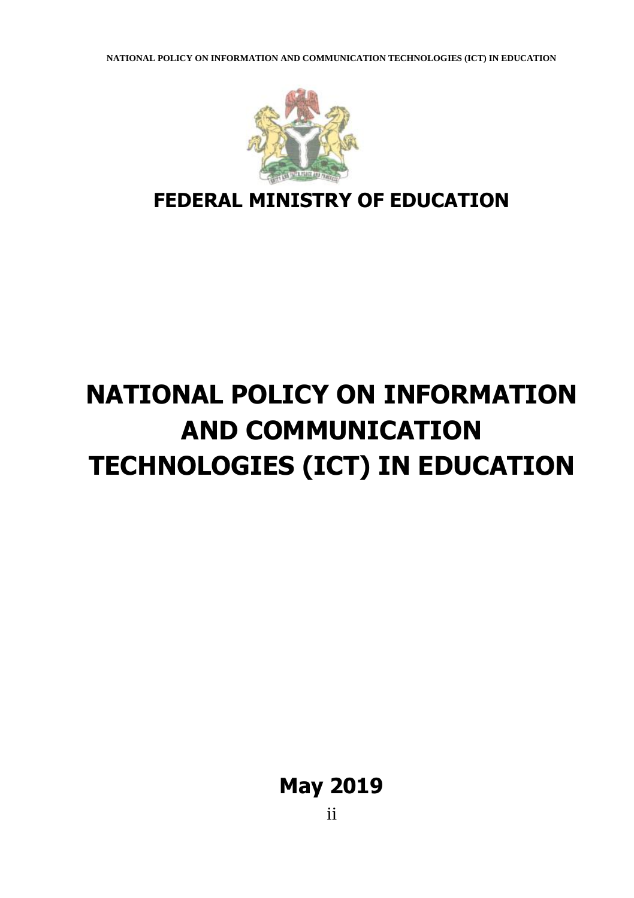# FEDERAL MINISTRY OF EDUCATION

# NATIONAL POLICY ON INFORMATION AND COMMUNICATION TECHNOLOGIES (ICT) IN EDUCATION

**May 2019**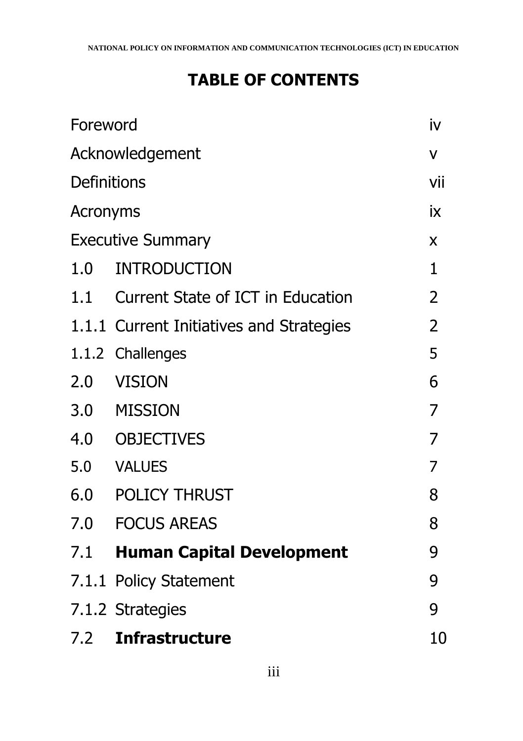# TABLE OF CONTENTS

| | | |
|---|---|---|
| Foreword | | iv |
| Acknowledgement | | v |
| Definitions | | vii |
| Acronyms | | ix |
| Executive Summary | | x |
| 1.0 | INTRODUCTION | 1 |
| 1.1 | Current State of ICT in Education | 2 |
| 1.1.1 | Current Initiatives and Strategies | 2 |
| 1.1.2 | Challenges | 5 |
| 2.0 | VISION | 6 |
| 3.0 | MISSION | 7 |
| 4.0 | OBJECTIVES | 7 |
| 5.0 | VALUES | 7 |
| 6.0 | POLICY THRUST | 8 |
| 7.0 | FOCUS AREAS | 8 |
| 7.1 | **Human Capital Development** | 9 |
| 7.1.1 | Policy Statement | 9 |
| 7.1.2 | Strategies | 9 |
| 7.2 | **Infrastructure** | 10 |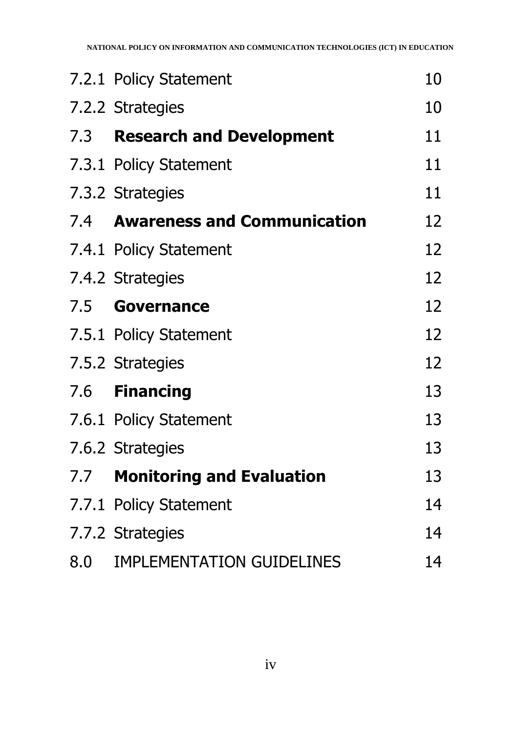| | | |
|---|---|---|
| 7.2.1 | Policy Statement | 10 |
| 7.2.2 | Strategies | 10 |
| 7.3 | **Research and Development** | 11 |
| 7.3.1 | Policy Statement | 11 |
| 7.3.2 | Strategies | 11 |
| 7.4 | **Awareness and Communication** | 12 |
| 7.4.1 | Policy Statement | 12 |
| 7.4.2 | Strategies | 12 |
| 7.5 | **Governance** | 12 |
| 7.5.1 | Policy Statement | 12 |
| 7.5.2 | Strategies | 12 |
| 7.6 | **Financing** | 13 |
| 7.6.1 | Policy Statement | 13 |
| 7.6.2 | Strategies | 13 |
| 7.7 | **Monitoring and Evaluation** | 13 |
| 7.7.1 | Policy Statement | 14 |
| 7.7.2 | Strategies | 14 |
| 8.0 | IMPLEMENTATION GUIDELINES | 14 |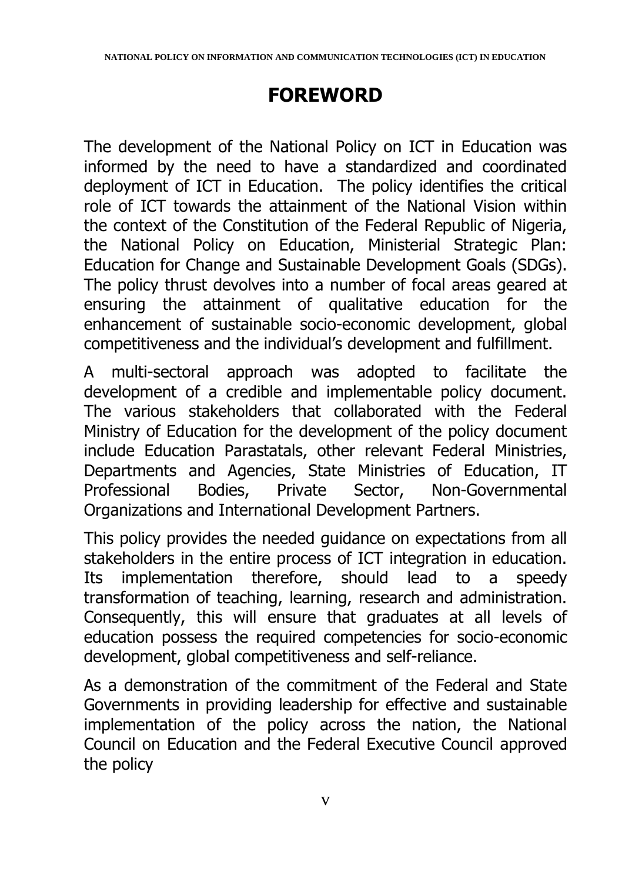# FOREWORD

The development of the National Policy on ICT in Education was informed by the need to have a standardized and coordinated deployment of ICT in Education. The policy identifies the critical role of ICT towards the attainment of the National Vision within the context of the Constitution of the Federal Republic of Nigeria, the National Policy on Education, Ministerial Strategic Plan: Education for Change and Sustainable Development Goals (SDGs). The policy thrust devolves into a number of focal areas geared at ensuring the attainment of qualitative education for the enhancement of sustainable socio-economic development, global competitiveness and the individual's development and fulfillment.

A multi-sectoral approach was adopted to facilitate the development of a credible and implementable policy document. The various stakeholders that collaborated with the Federal Ministry of Education for the development of the policy document include Education Parastatals, other relevant Federal Ministries, Departments and Agencies, State Ministries of Education, IT Professional Bodies, Private Sector, Non-Governmental Organizations and International Development Partners.

This policy provides the needed guidance on expectations from all stakeholders in the entire process of ICT integration in education. Its implementation therefore, should lead to a speedy transformation of teaching, learning, research and administration. Consequently, this will ensure that graduates at all levels of education possess the required competencies for socio-economic development, global competitiveness and self-reliance.

As a demonstration of the commitment of the Federal and State Governments in providing leadership for effective and sustainable implementation of the policy across the nation, the National Council on Education and the Federal Executive Council approved the policy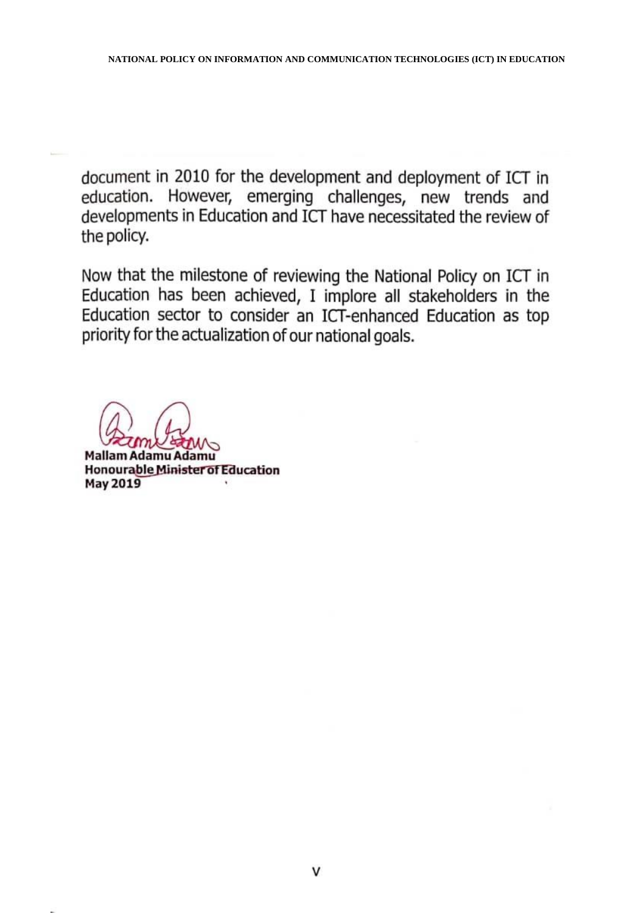document in 2010 for the development and deployment of ICT in education. However, emerging challenges, new trends and developments in Education and ICT have necessitated the review of the policy.

Now that the milestone of reviewing the National Policy on ICT in Education has been achieved, I implore all stakeholders in the Education sector to consider an ICT-enhanced Education as top priority for the actualization of our national goals.

**Mallam Adamu Adamu**
**Honourable Minister of Education**
**May 2019**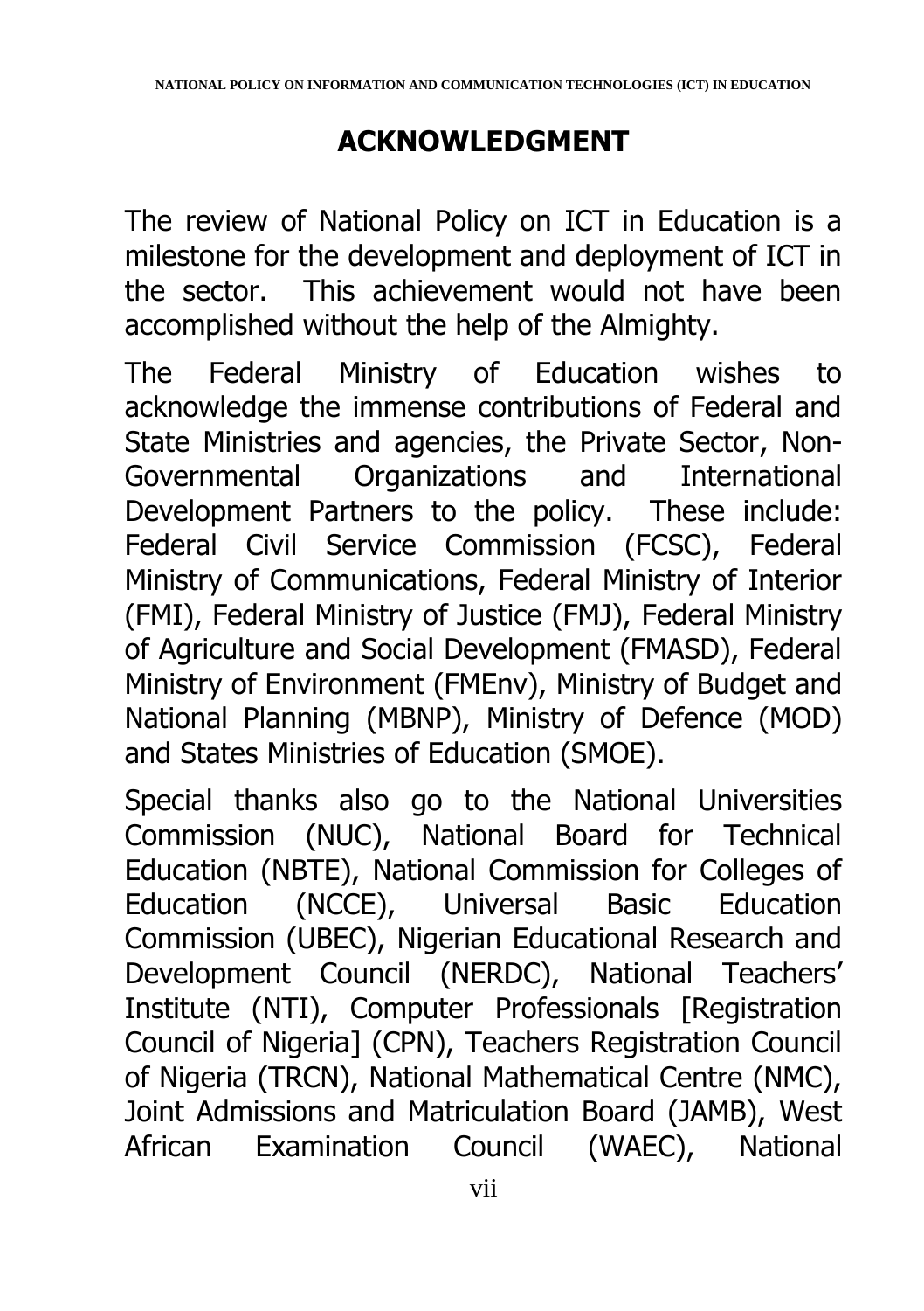# ACKNOWLEDGMENT

The review of National Policy on ICT in Education is a milestone for the development and deployment of ICT in the sector. This achievement would not have been accomplished without the help of the Almighty.

The Federal Ministry of Education wishes to acknowledge the immense contributions of Federal and State Ministries and agencies, the Private Sector, Non-Governmental Organizations and International Development Partners to the policy. These include: Federal Civil Service Commission (FCSC), Federal Ministry of Communications, Federal Ministry of Interior (FMI), Federal Ministry of Justice (FMJ), Federal Ministry of Agriculture and Social Development (FMASD), Federal Ministry of Environment (FMEnv), Ministry of Budget and National Planning (MBNP), Ministry of Defence (MOD) and States Ministries of Education (SMOE).

Special thanks also go to the National Universities Commission (NUC), National Board for Technical Education (NBTE), National Commission for Colleges of Education (NCCE), Universal Basic Education Commission (UBEC), Nigerian Educational Research and Development Council (NERDC), National Teachers' Institute (NTI), Computer Professionals [Registration Council of Nigeria] (CPN), Teachers Registration Council of Nigeria (TRCN), National Mathematical Centre (NMC), Joint Admissions and Matriculation Board (JAMB), West African Examination Council (WAEC), National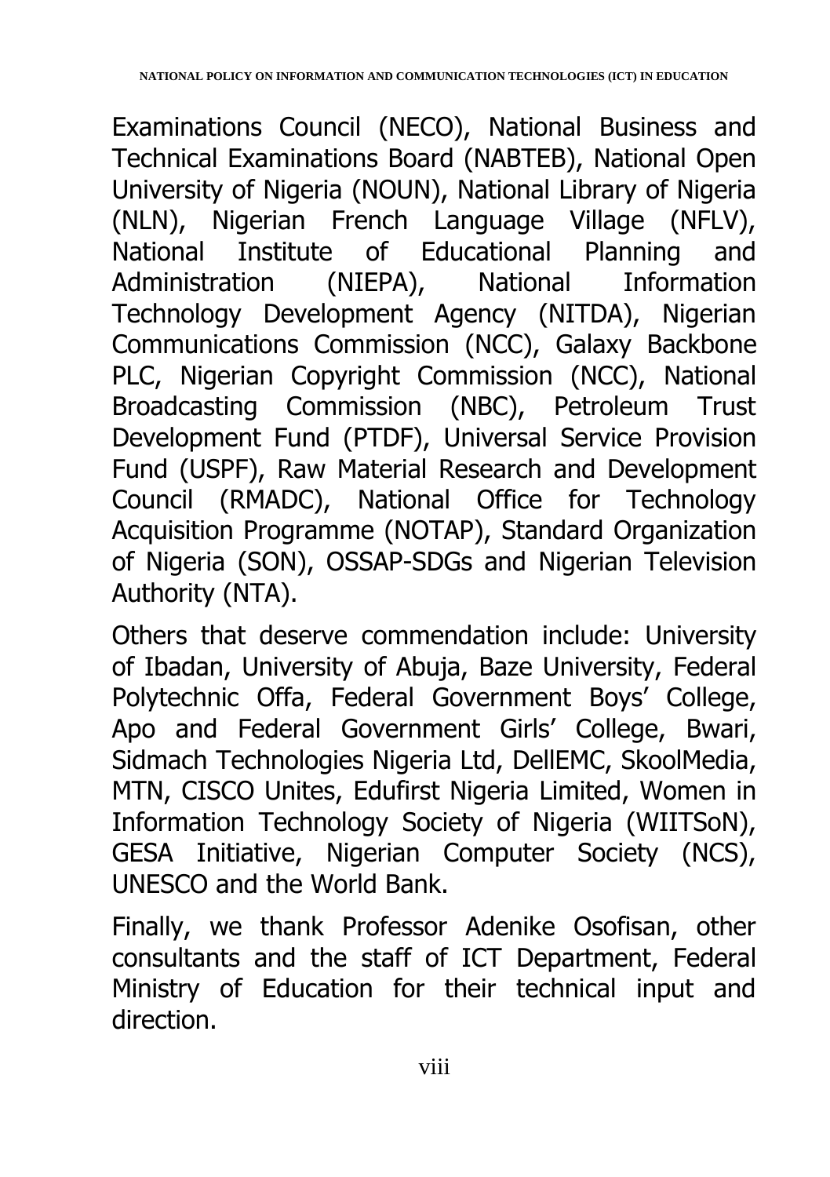Examinations Council (NECO), National Business and Technical Examinations Board (NABTEB), National Open University of Nigeria (NOUN), National Library of Nigeria (NLN), Nigerian French Language Village (NFLV), National Institute of Educational Planning and Administration (NIEPA), National Information Technology Development Agency (NITDA), Nigerian Communications Commission (NCC), Galaxy Backbone PLC, Nigerian Copyright Commission (NCC), National Broadcasting Commission (NBC), Petroleum Trust Development Fund (PTDF), Universal Service Provision Fund (USPF), Raw Material Research and Development Council (RMADC), National Office for Technology Acquisition Programme (NOTAP), Standard Organization of Nigeria (SON), OSSAP-SDGs and Nigerian Television Authority (NTA).

Others that deserve commendation include: University of Ibadan, University of Abuja, Baze University, Federal Polytechnic Offa, Federal Government Boys' College, Apo and Federal Government Girls' College, Bwari, Sidmach Technologies Nigeria Ltd, DellEMC, SkoolMedia, MTN, CISCO Unites, Edufirst Nigeria Limited, Women in Information Technology Society of Nigeria (WIITSoN), GESA Initiative, Nigerian Computer Society (NCS), UNESCO and the World Bank.

Finally, we thank Professor Adenike Osofisan, other consultants and the staff of ICT Department, Federal Ministry of Education for their technical input and direction.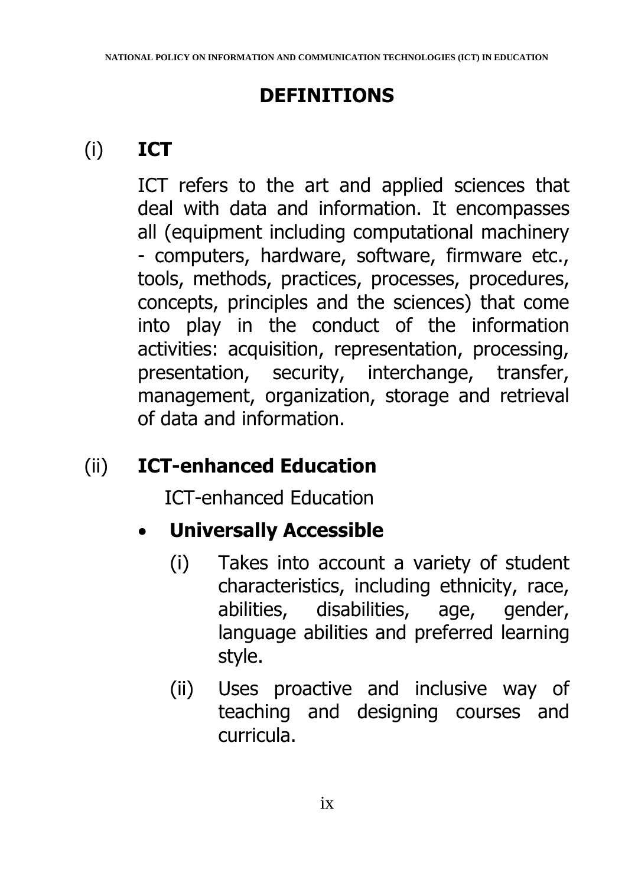# DEFINITIONS

## (i) ICT

ICT refers to the art and applied sciences that deal with data and information. It encompasses all (equipment including computational machinery - computers, hardware, software, firmware etc., tools, methods, practices, processes, procedures, concepts, principles and the sciences) that come into play in the conduct of the information activities: acquisition, representation, processing, presentation, security, interchange, transfer, management, organization, storage and retrieval of data and information.

## (ii) ICT-enhanced Education

ICT-enhanced Education

- **Universally Accessible**
  - (i) Takes into account a variety of student characteristics, including ethnicity, race, abilities, disabilities, age, gender, language abilities and preferred learning style.
  - (ii) Uses proactive and inclusive way of teaching and designing courses and curricula.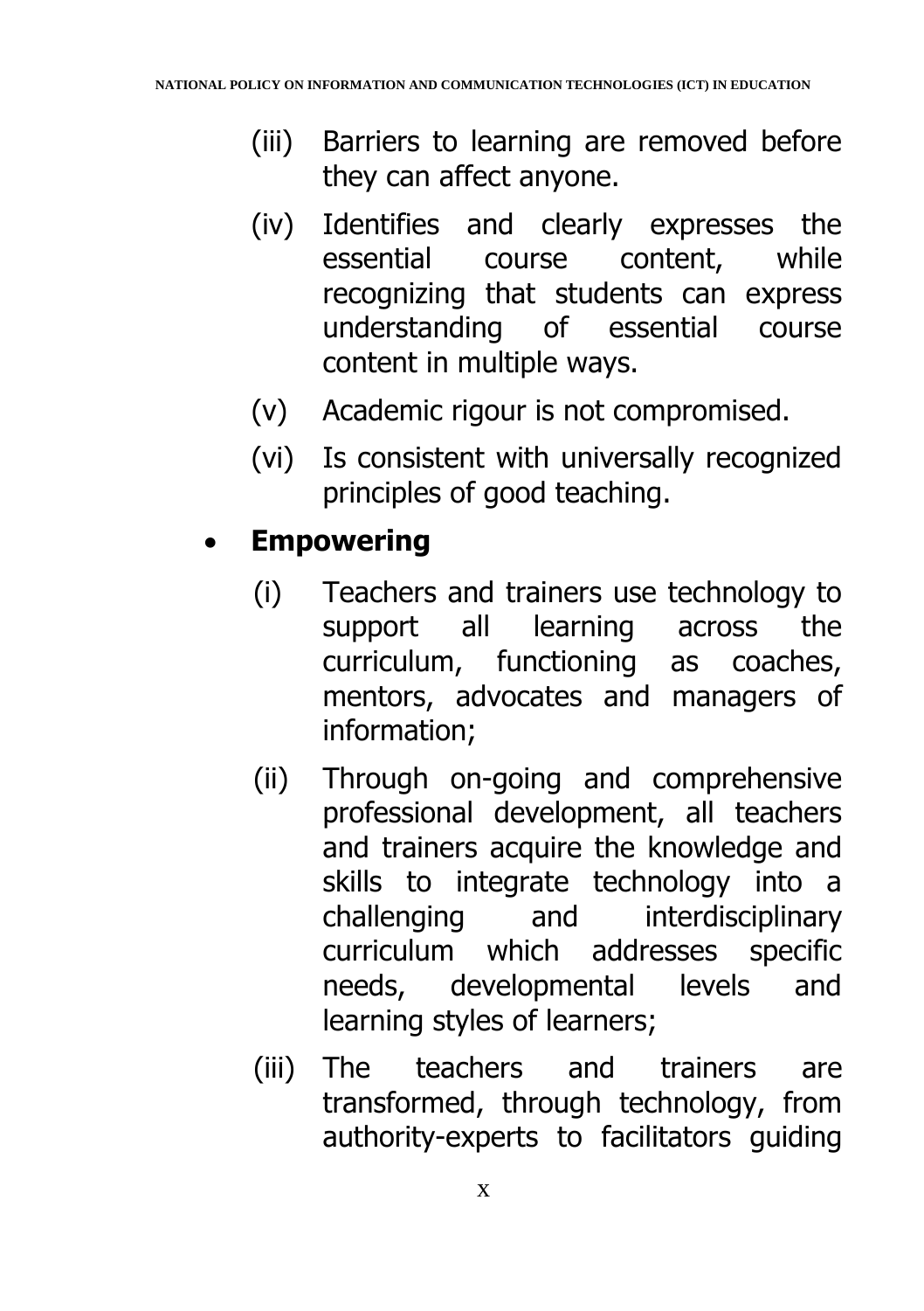(iii) Barriers to learning are removed before they can affect anyone.

(iv) Identifies and clearly expresses the essential course content, while recognizing that students can express understanding of essential course content in multiple ways.

(v) Academic rigour is not compromised.

(vi) Is consistent with universally recognized principles of good teaching.

- **Empowering**

  (i) Teachers and trainers use technology to support all learning across the curriculum, functioning as coaches, mentors, advocates and managers of information;

  (ii) Through on-going and comprehensive professional development, all teachers and trainers acquire the knowledge and skills to integrate technology into a challenging and interdisciplinary curriculum which addresses specific needs, developmental levels and learning styles of learners;

  (iii) The teachers and trainers are transformed, through technology, from authority-experts to facilitators guiding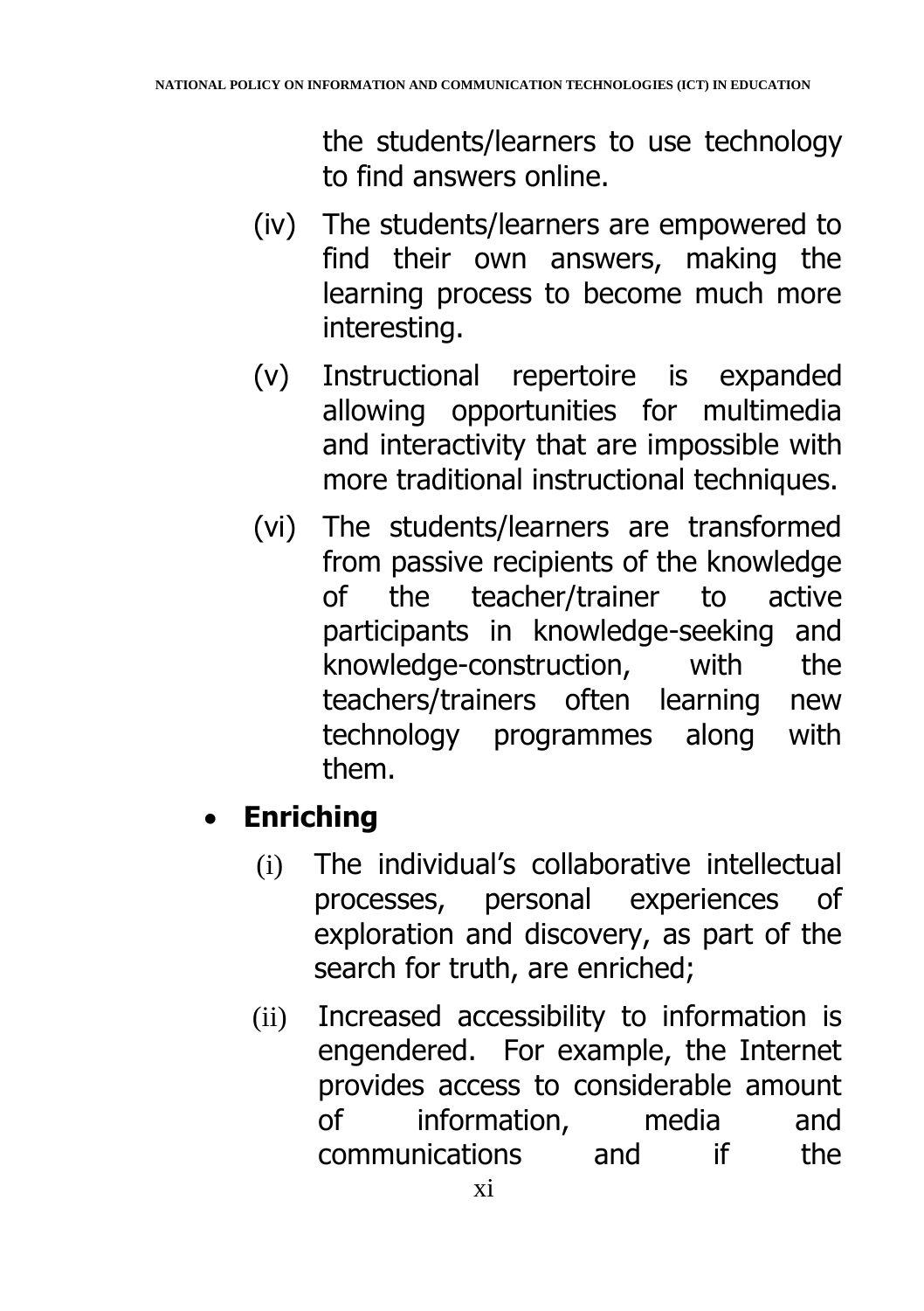the students/learners to use technology to find answers online.

(iv) The students/learners are empowered to find their own answers, making the learning process to become much more interesting.

(v) Instructional repertoire is expanded allowing opportunities for multimedia and interactivity that are impossible with more traditional instructional techniques.

(vi) The students/learners are transformed from passive recipients of the knowledge of the teacher/trainer to active participants in knowledge-seeking and knowledge-construction, with the teachers/trainers often learning new technology programmes along with them.

- **Enriching**

  (i) The individual's collaborative intellectual processes, personal experiences of exploration and discovery, as part of the search for truth, are enriched;

  (ii) Increased accessibility to information is engendered. For example, the Internet provides access to considerable amount of information, media and communications and if the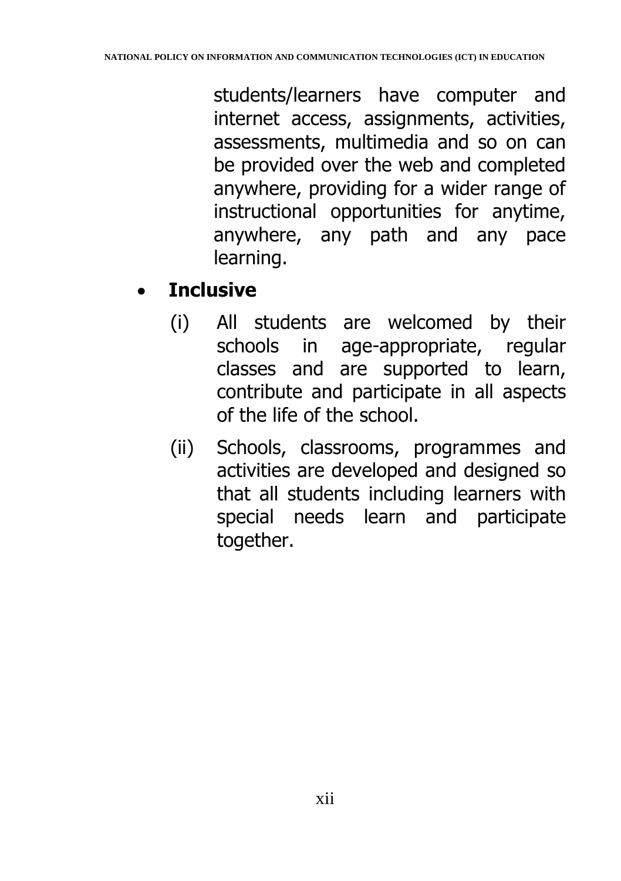students/learners have computer and internet access, assignments, activities, assessments, multimedia and so on can be provided over the web and completed anywhere, providing for a wider range of instructional opportunities for anytime, anywhere, any path and any pace learning.

- **Inclusive**

  (i) All students are welcomed by their schools in age-appropriate, regular classes and are supported to learn, contribute and participate in all aspects of the life of the school.

  (ii) Schools, classrooms, programmes and activities are developed and designed so that all students including learners with special needs learn and participate together.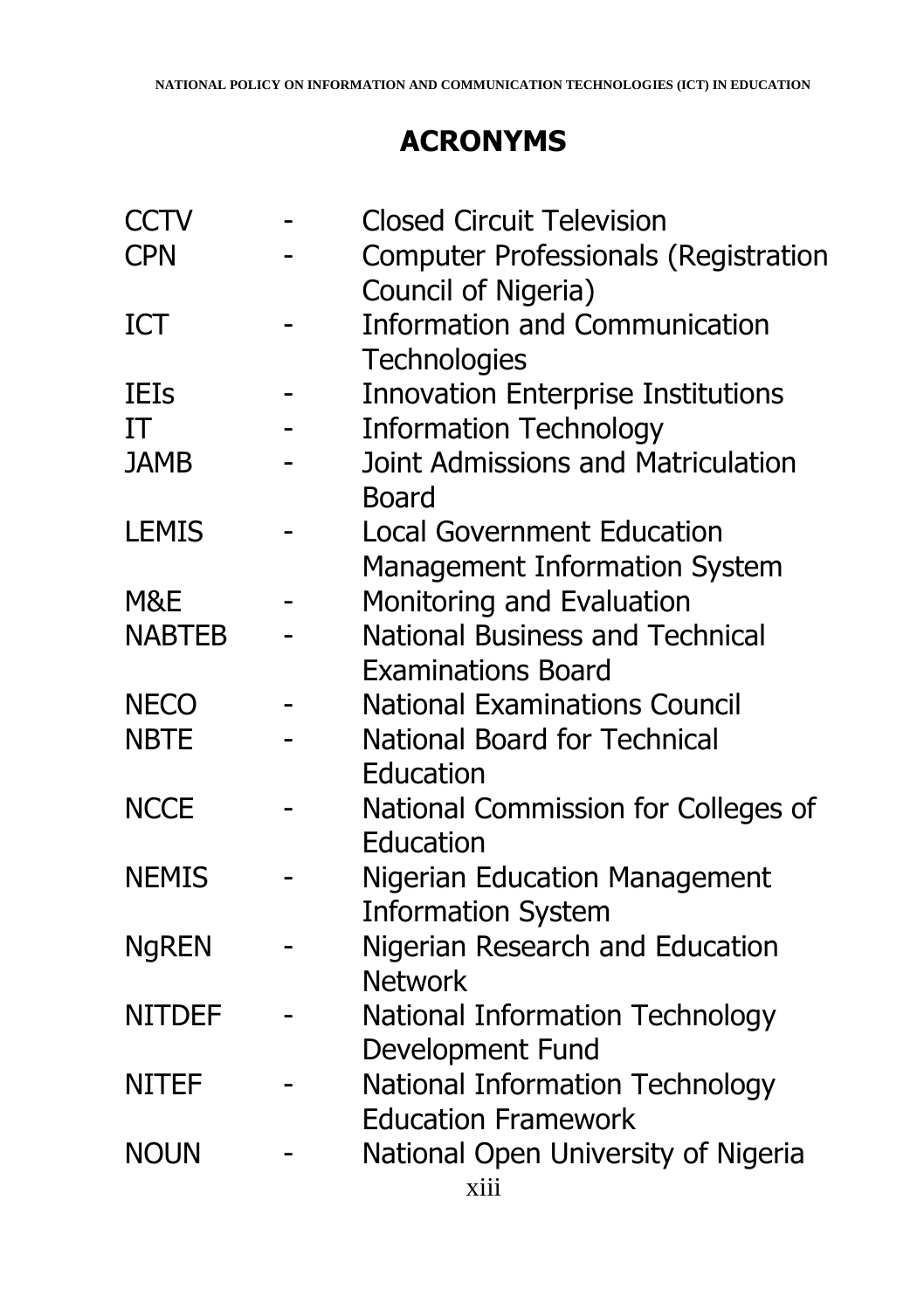## ACRONYMS

| | | |
|---|---|---|
| CCTV | - | Closed Circuit Television |
| CPN | - | Computer Professionals (Registration Council of Nigeria) |
| ICT | - | Information and Communication Technologies |
| IEIs | - | Innovation Enterprise Institutions |
| IT | - | Information Technology |
| JAMB | - | Joint Admissions and Matriculation Board |
| LEMIS | - | Local Government Education Management Information System |
| M&E | - | Monitoring and Evaluation |
| NABTEB | - | National Business and Technical Examinations Board |
| NECO | - | National Examinations Council |
| NBTE | - | National Board for Technical Education |
| NCCE | - | National Commission for Colleges of Education |
| NEMIS | - | Nigerian Education Management Information System |
| NgREN | - | Nigerian Research and Education Network |
| NITDEF | - | National Information Technology Development Fund |
| NITEF | - | National Information Technology Education Framework |
| NOUN | - | National Open University of Nigeria |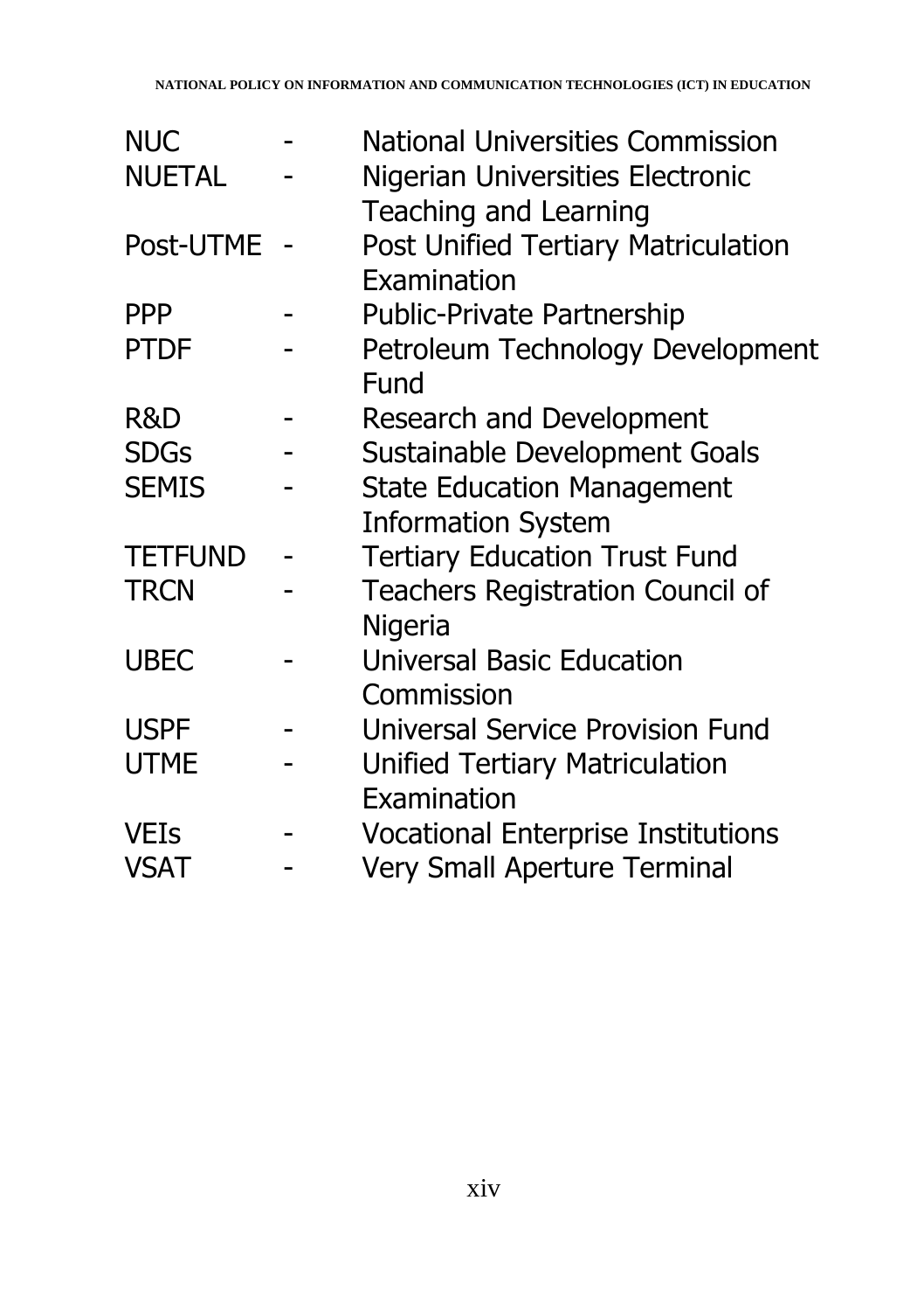| | | |
|---|---|---|
| NUC | - | National Universities Commission |
| NUETAL | - | Nigerian Universities Electronic Teaching and Learning |
| Post-UTME | - | Post Unified Tertiary Matriculation Examination |
| PPP | - | Public-Private Partnership |
| PTDF | - | Petroleum Technology Development Fund |
| R&D | - | Research and Development |
| SDGs | - | Sustainable Development Goals |
| SEMIS | - | State Education Management Information System |
| TETFUND | - | Tertiary Education Trust Fund |
| TRCN | - | Teachers Registration Council of Nigeria |
| UBEC | - | Universal Basic Education Commission |
| USPF | - | Universal Service Provision Fund |
| UTME | - | Unified Tertiary Matriculation Examination |
| VEIs | - | Vocational Enterprise Institutions |
| VSAT | - | Very Small Aperture Terminal |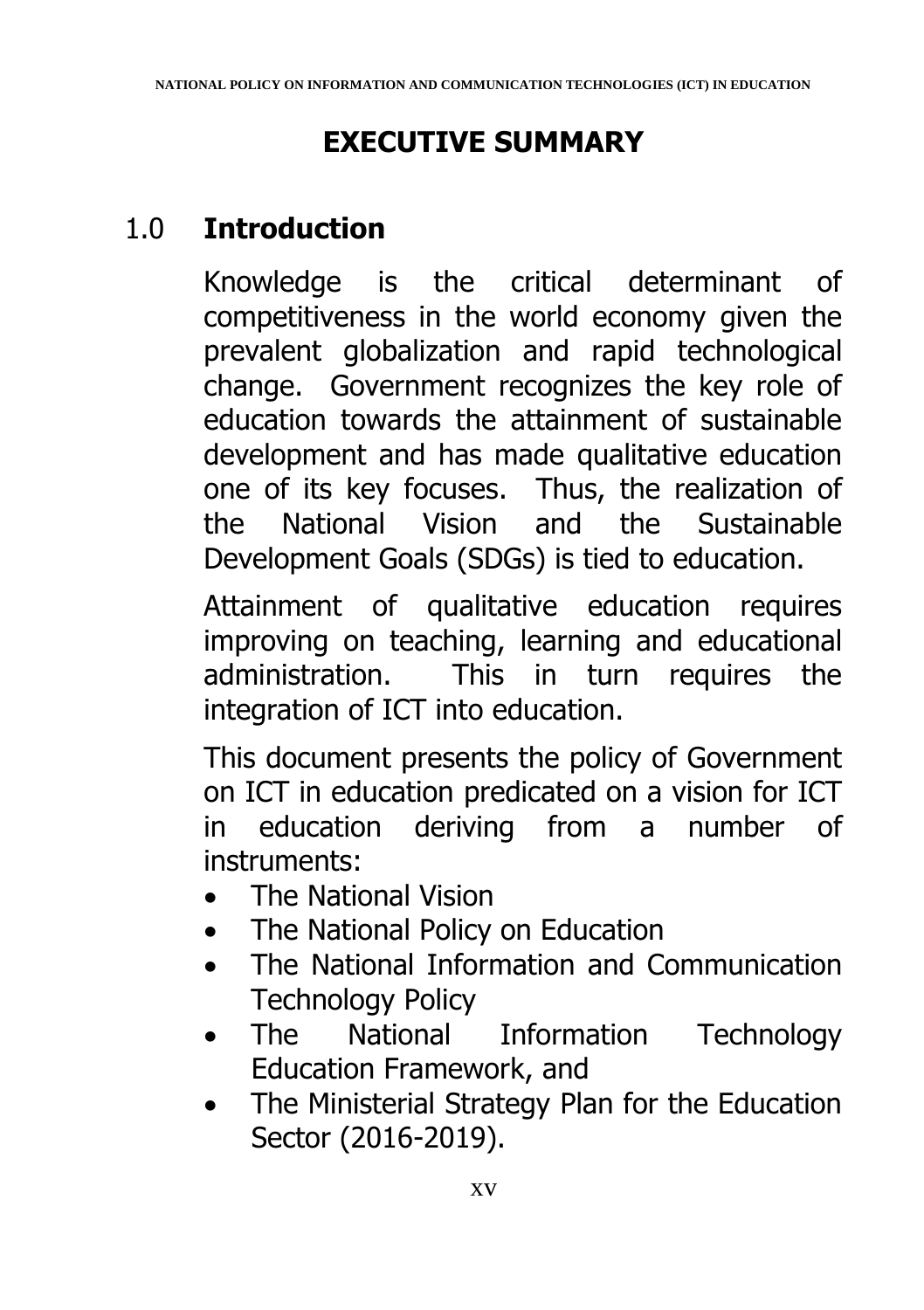# EXECUTIVE SUMMARY

## 1.0 Introduction

Knowledge is the critical determinant of competitiveness in the world economy given the prevalent globalization and rapid technological change. Government recognizes the key role of education towards the attainment of sustainable development and has made qualitative education one of its key focuses. Thus, the realization of the National Vision and the Sustainable Development Goals (SDGs) is tied to education.

Attainment of qualitative education requires improving on teaching, learning and educational administration. This in turn requires the integration of ICT into education.

This document presents the policy of Government on ICT in education predicated on a vision for ICT in education deriving from a number of instruments:

- The National Vision
- The National Policy on Education
- The National Information and Communication Technology Policy
- The National Information Technology Education Framework, and
- The Ministerial Strategy Plan for the Education Sector (2016-2019).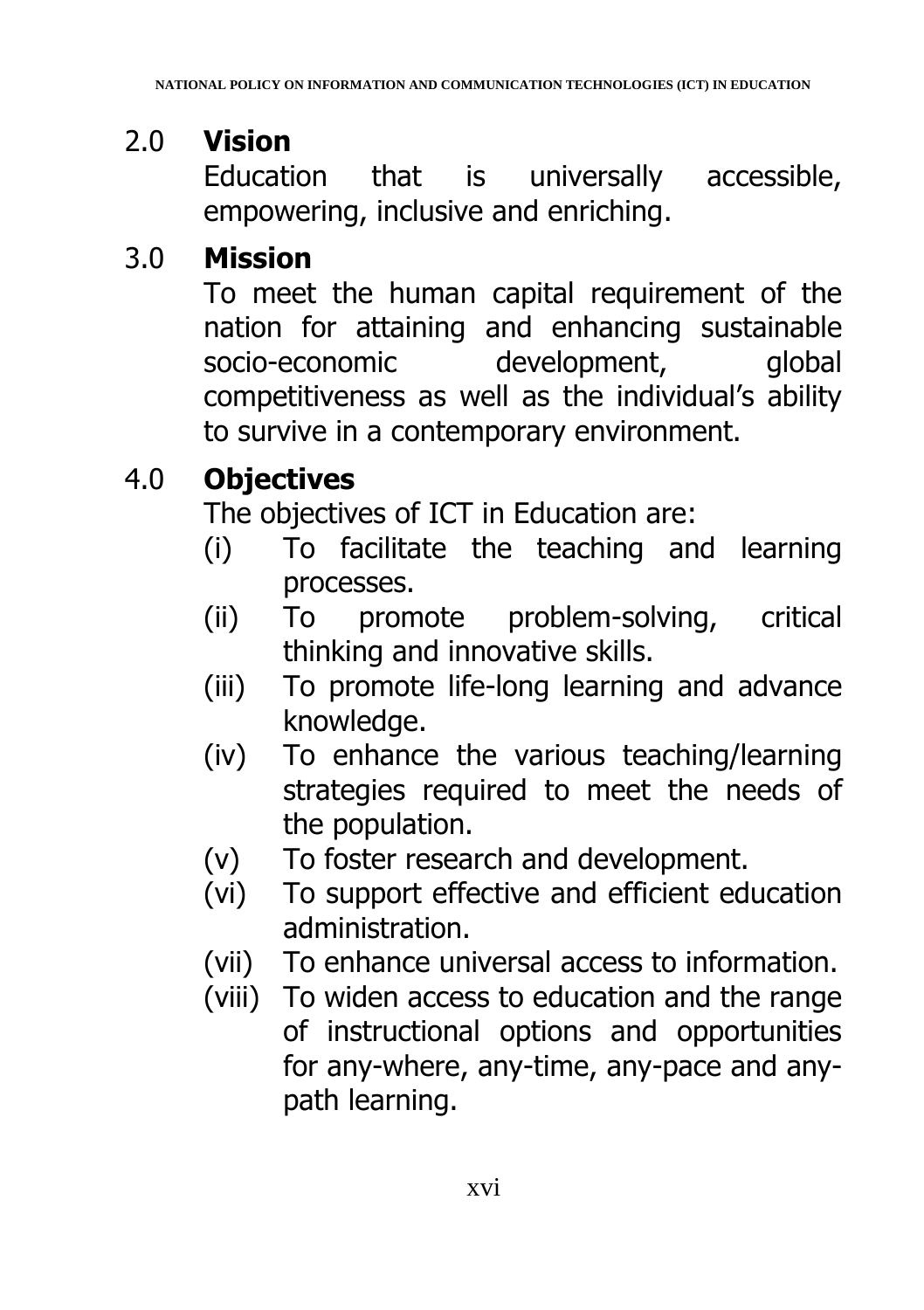## 2.0 Vision

Education that is universally accessible, empowering, inclusive and enriching.

## 3.0 Mission

To meet the human capital requirement of the nation for attaining and enhancing sustainable socio-economic development, global competitiveness as well as the individual's ability to survive in a contemporary environment.

## 4.0 Objectives

The objectives of ICT in Education are:

- (i) To facilitate the teaching and learning processes.
- (ii) To promote problem-solving, critical thinking and innovative skills.
- (iii) To promote life-long learning and advance knowledge.
- (iv) To enhance the various teaching/learning strategies required to meet the needs of the population.
- (v) To foster research and development.
- (vi) To support effective and efficient education administration.
- (vii) To enhance universal access to information.
- (viii) To widen access to education and the range of instructional options and opportunities for any-where, any-time, any-pace and any-path learning.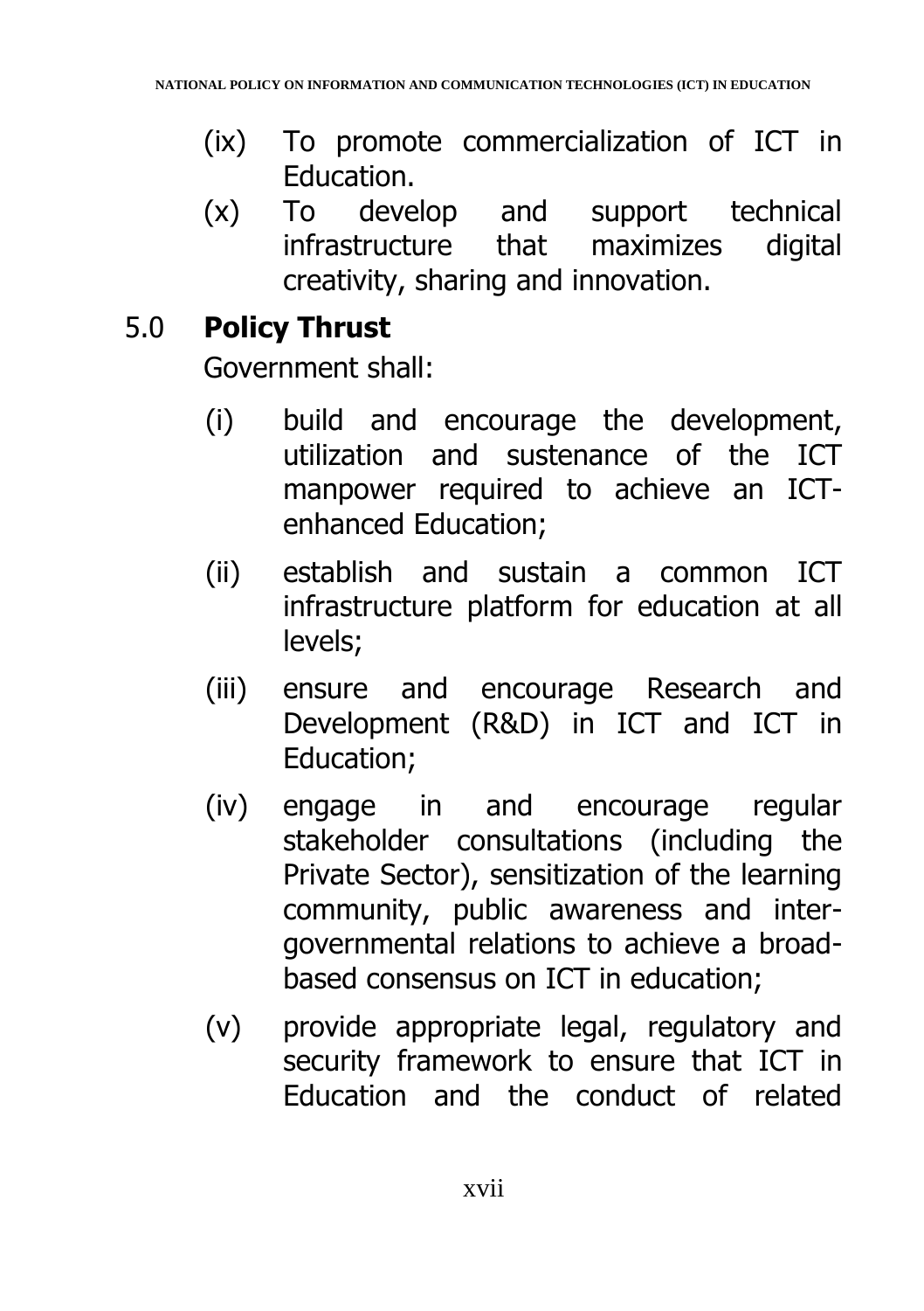(ix) To promote commercialization of ICT in Education.

(x) To develop and support technical infrastructure that maximizes digital creativity, sharing and innovation.

## 5.0 **Policy Thrust**

Government shall:

(i) build and encourage the development, utilization and sustenance of the ICT manpower required to achieve an ICT-enhanced Education;

(ii) establish and sustain a common ICT infrastructure platform for education at all levels;

(iii) ensure and encourage Research and Development (R&D) in ICT and ICT in Education;

(iv) engage in and encourage regular stakeholder consultations (including the Private Sector), sensitization of the learning community, public awareness and inter-governmental relations to achieve a broad-based consensus on ICT in education;

(v) provide appropriate legal, regulatory and security framework to ensure that ICT in Education and the conduct of related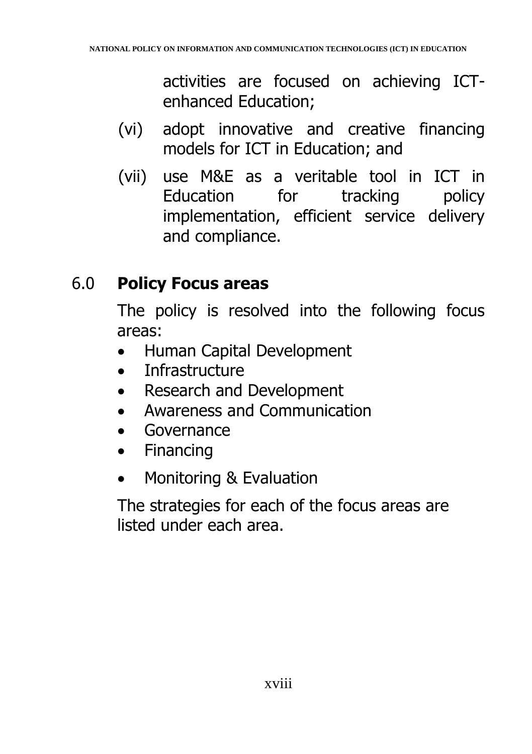activities are focused on achieving ICT-enhanced Education;

(vi) adopt innovative and creative financing models for ICT in Education; and

(vii) use M&E as a veritable tool in ICT in Education for tracking policy implementation, efficient service delivery and compliance.

## 6.0 Policy Focus areas

The policy is resolved into the following focus areas:

- Human Capital Development
- Infrastructure
- Research and Development
- Awareness and Communication
- Governance
- Financing
- Monitoring & Evaluation

The strategies for each of the focus areas are listed under each area.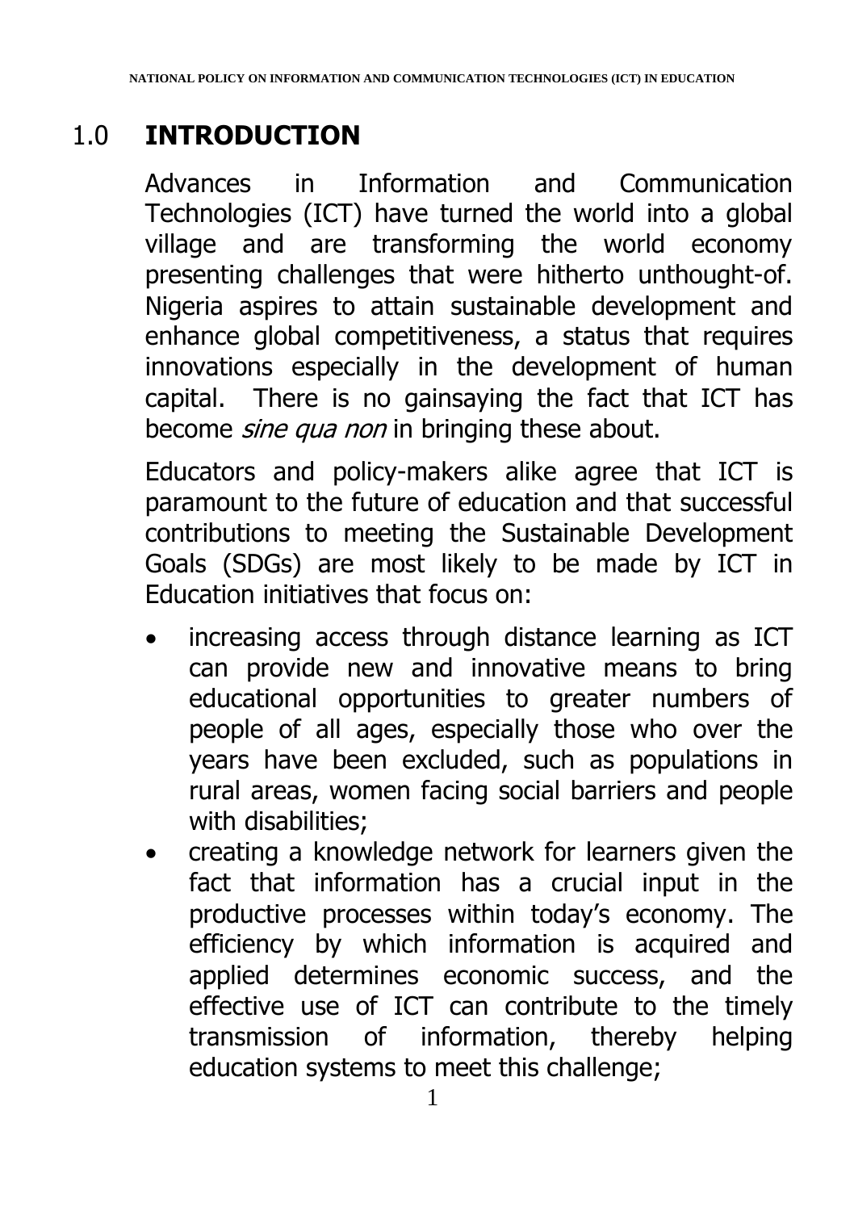# 1.0 INTRODUCTION

Advances in Information and Communication Technologies (ICT) have turned the world into a global village and are transforming the world economy presenting challenges that were hitherto unthought-of. Nigeria aspires to attain sustainable development and enhance global competitiveness, a status that requires innovations especially in the development of human capital. There is no gainsaying the fact that ICT has become *sine qua non* in bringing these about.

Educators and policy-makers alike agree that ICT is paramount to the future of education and that successful contributions to meeting the Sustainable Development Goals (SDGs) are most likely to be made by ICT in Education initiatives that focus on:

- increasing access through distance learning as ICT can provide new and innovative means to bring educational opportunities to greater numbers of people of all ages, especially those who over the years have been excluded, such as populations in rural areas, women facing social barriers and people with disabilities;
- creating a knowledge network for learners given the fact that information has a crucial input in the productive processes within today's economy. The efficiency by which information is acquired and applied determines economic success, and the effective use of ICT can contribute to the timely transmission of information, thereby helping education systems to meet this challenge;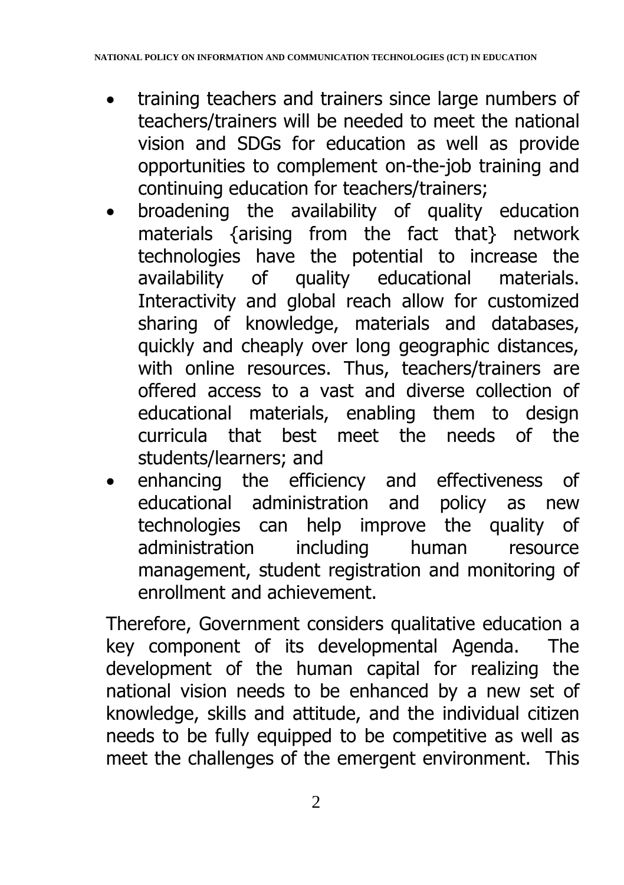- training teachers and trainers since large numbers of teachers/trainers will be needed to meet the national vision and SDGs for education as well as provide opportunities to complement on-the-job training and continuing education for teachers/trainers;
- broadening the availability of quality education materials {arising from the fact that} network technologies have the potential to increase the availability of quality educational materials. Interactivity and global reach allow for customized sharing of knowledge, materials and databases, quickly and cheaply over long geographic distances, with online resources. Thus, teachers/trainers are offered access to a vast and diverse collection of educational materials, enabling them to design curricula that best meet the needs of the students/learners; and
- enhancing the efficiency and effectiveness of educational administration and policy as new technologies can help improve the quality of administration including human resource management, student registration and monitoring of enrollment and achievement.

Therefore, Government considers qualitative education a key component of its developmental Agenda. The development of the human capital for realizing the national vision needs to be enhanced by a new set of knowledge, skills and attitude, and the individual citizen needs to be fully equipped to be competitive as well as meet the challenges of the emergent environment. This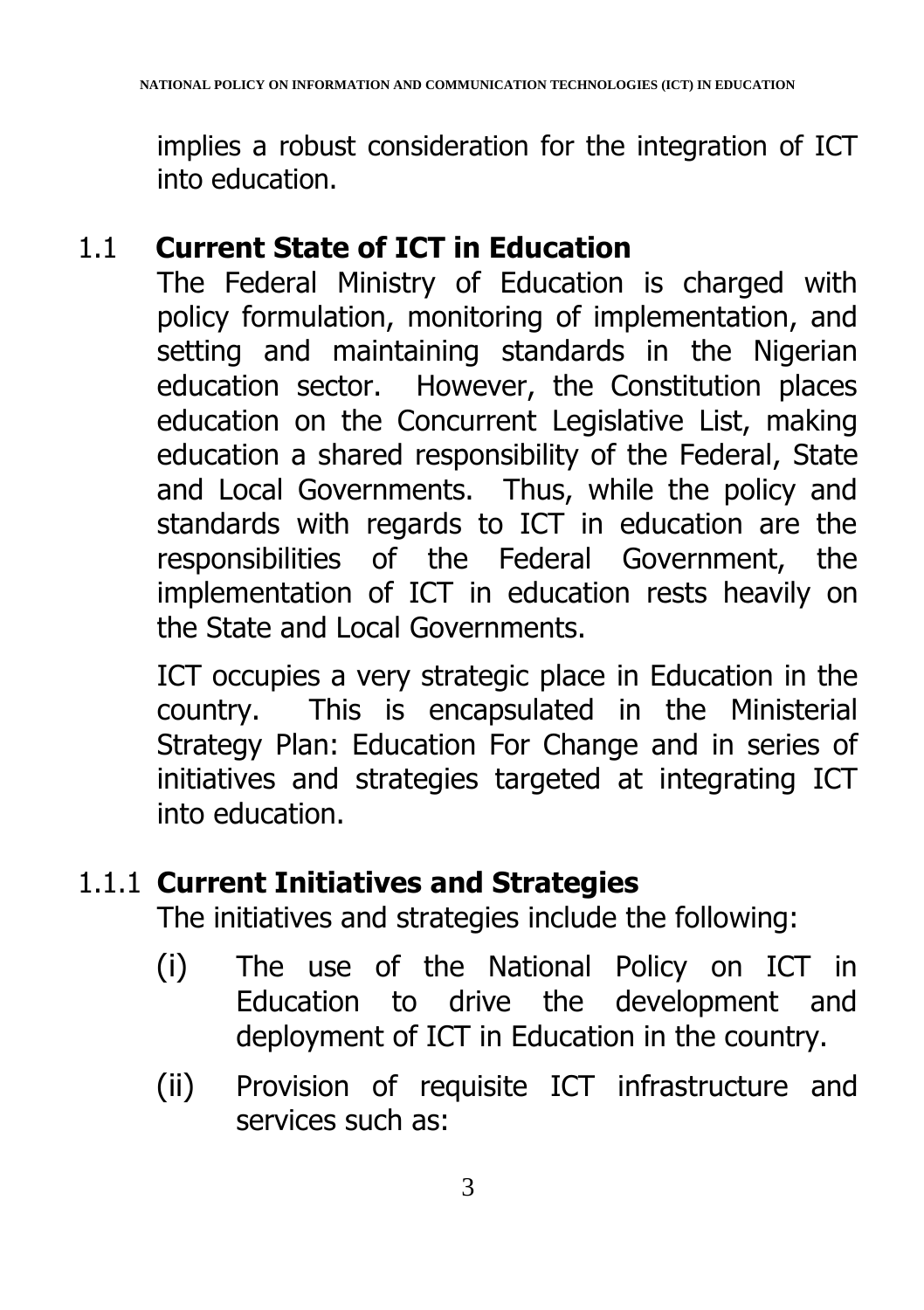implies a robust consideration for the integration of ICT into education.

## 1.1 Current State of ICT in Education

The Federal Ministry of Education is charged with policy formulation, monitoring of implementation, and setting and maintaining standards in the Nigerian education sector. However, the Constitution places education on the Concurrent Legislative List, making education a shared responsibility of the Federal, State and Local Governments. Thus, while the policy and standards with regards to ICT in education are the responsibilities of the Federal Government, the implementation of ICT in education rests heavily on the State and Local Governments.

ICT occupies a very strategic place in Education in the country. This is encapsulated in the Ministerial Strategy Plan: Education For Change and in series of initiatives and strategies targeted at integrating ICT into education.

### 1.1.1 Current Initiatives and Strategies

The initiatives and strategies include the following:

(i) The use of the National Policy on ICT in Education to drive the development and deployment of ICT in Education in the country.

(ii) Provision of requisite ICT infrastructure and services such as: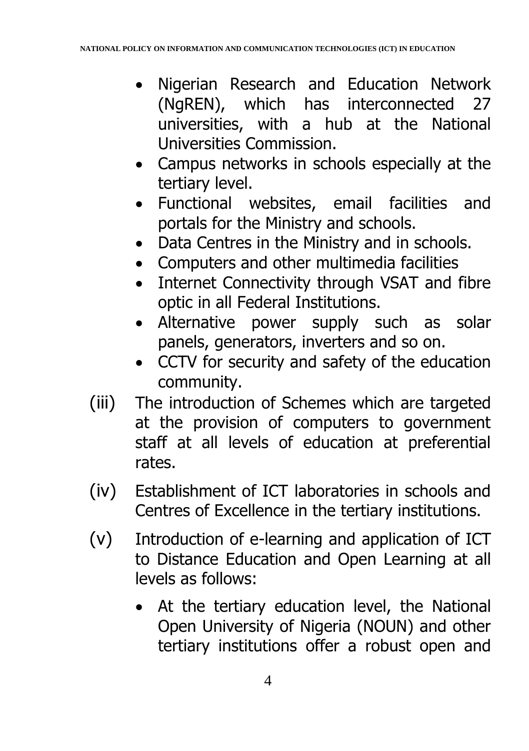- Nigerian Research and Education Network (NgREN), which has interconnected 27 universities, with a hub at the National Universities Commission.
- Campus networks in schools especially at the tertiary level.
- Functional websites, email facilities and portals for the Ministry and schools.
- Data Centres in the Ministry and in schools.
- Computers and other multimedia facilities
- Internet Connectivity through VSAT and fibre optic in all Federal Institutions.
- Alternative power supply such as solar panels, generators, inverters and so on.
- CCTV for security and safety of the education community.

(iii) The introduction of Schemes which are targeted at the provision of computers to government staff at all levels of education at preferential rates.

(iv) Establishment of ICT laboratories in schools and Centres of Excellence in the tertiary institutions.

(v) Introduction of e-learning and application of ICT to Distance Education and Open Learning at all levels as follows:

- At the tertiary education level, the National Open University of Nigeria (NOUN) and other tertiary institutions offer a robust open and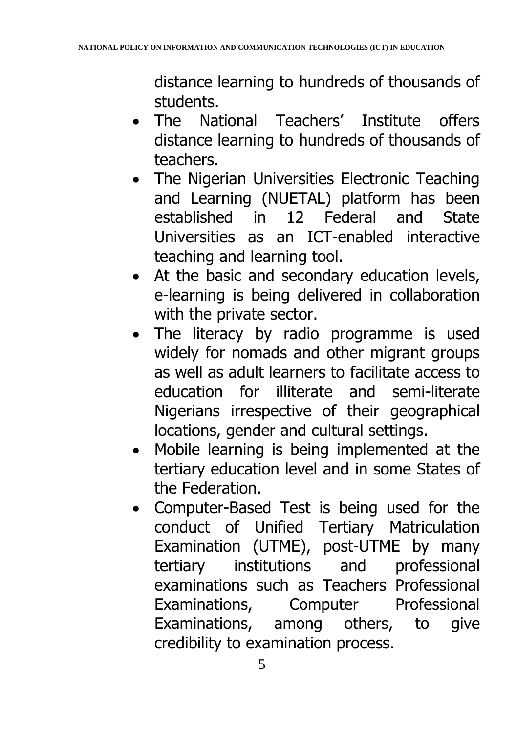distance learning to hundreds of thousands of students.

- The National Teachers' Institute offers distance learning to hundreds of thousands of teachers.
- The Nigerian Universities Electronic Teaching and Learning (NUETAL) platform has been established in 12 Federal and State Universities as an ICT-enabled interactive teaching and learning tool.
- At the basic and secondary education levels, e-learning is being delivered in collaboration with the private sector.
- The literacy by radio programme is used widely for nomads and other migrant groups as well as adult learners to facilitate access to education for illiterate and semi-literate Nigerians irrespective of their geographical locations, gender and cultural settings.
- Mobile learning is being implemented at the tertiary education level and in some States of the Federation.
- Computer-Based Test is being used for the conduct of Unified Tertiary Matriculation Examination (UTME), post-UTME by many tertiary institutions and professional examinations such as Teachers Professional Examinations, Computer Professional Examinations, among others, to give credibility to examination process.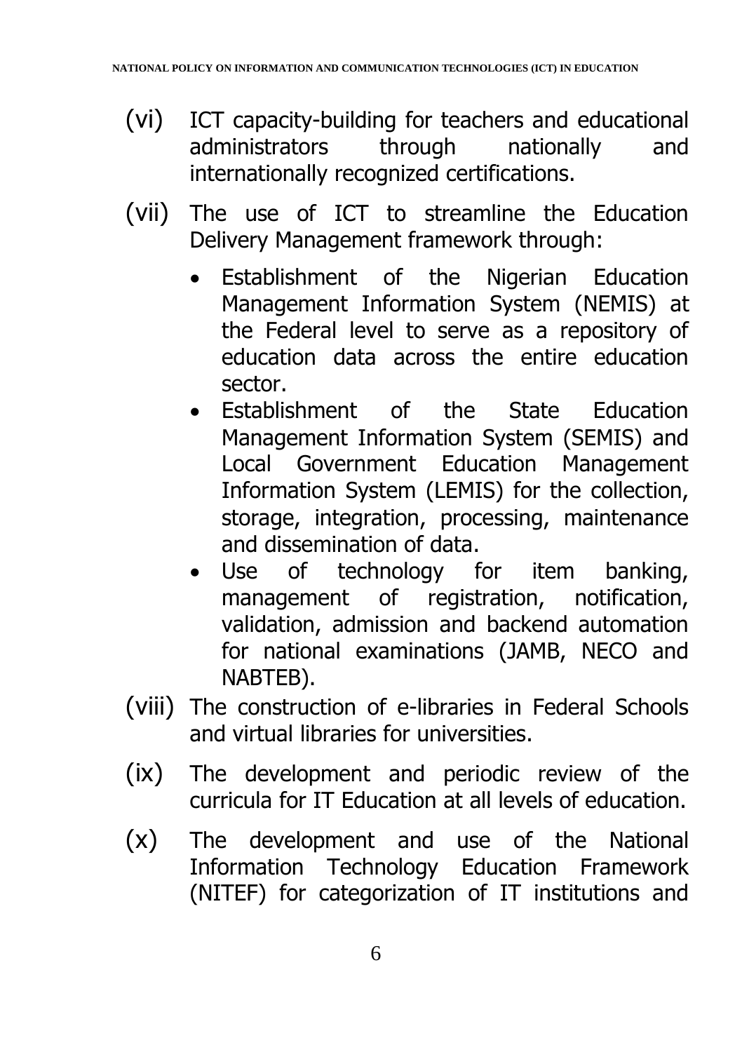(vi) ICT capacity-building for teachers and educational administrators through nationally and internationally recognized certifications.

(vii) The use of ICT to streamline the Education Delivery Management framework through:

- Establishment of the Nigerian Education Management Information System (NEMIS) at the Federal level to serve as a repository of education data across the entire education sector.
- Establishment of the State Education Management Information System (SEMIS) and Local Government Education Management Information System (LEMIS) for the collection, storage, integration, processing, maintenance and dissemination of data.
- Use of technology for item banking, management of registration, notification, validation, admission and backend automation for national examinations (JAMB, NECO and NABTEB).

(viii) The construction of e-libraries in Federal Schools and virtual libraries for universities.

(ix) The development and periodic review of the curricula for IT Education at all levels of education.

(x) The development and use of the National Information Technology Education Framework (NITEF) for categorization of IT institutions and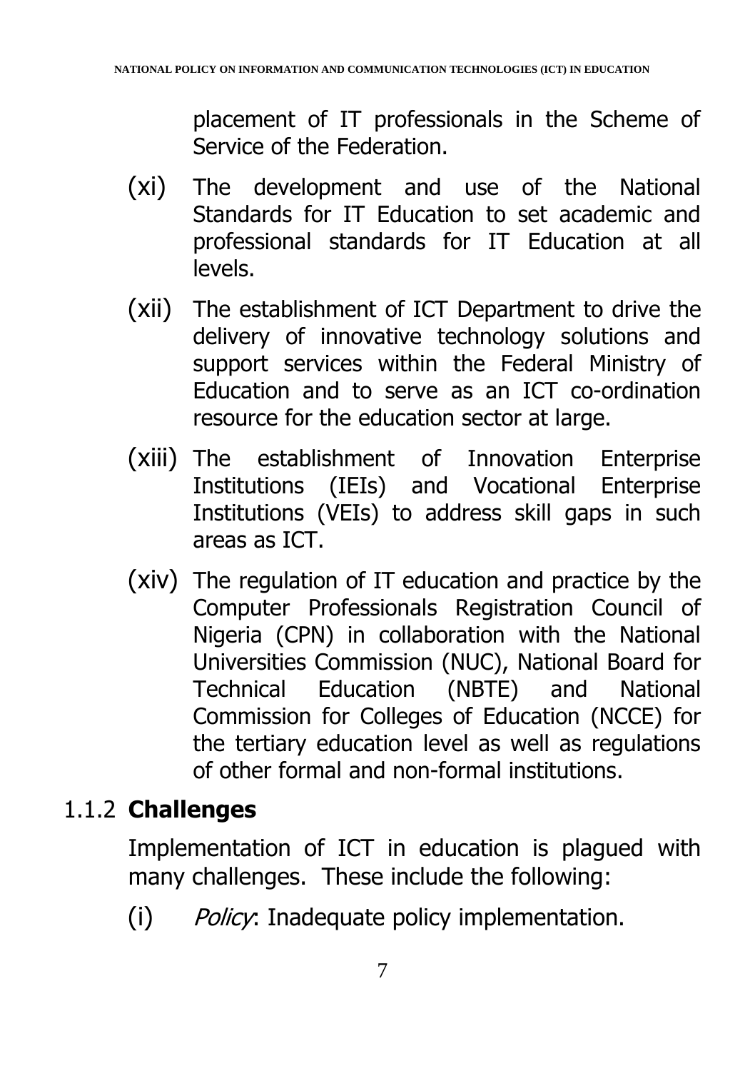placement of IT professionals in the Scheme of Service of the Federation.

(xi) The development and use of the National Standards for IT Education to set academic and professional standards for IT Education at all levels.

(xii) The establishment of ICT Department to drive the delivery of innovative technology solutions and support services within the Federal Ministry of Education and to serve as an ICT co-ordination resource for the education sector at large.

(xiii) The establishment of Innovation Enterprise Institutions (IEIs) and Vocational Enterprise Institutions (VEIs) to address skill gaps in such areas as ICT.

(xiv) The regulation of IT education and practice by the Computer Professionals Registration Council of Nigeria (CPN) in collaboration with the National Universities Commission (NUC), National Board for Technical Education (NBTE) and National Commission for Colleges of Education (NCCE) for the tertiary education level as well as regulations of other formal and non-formal institutions.

### 1.1.2 **Challenges**

Implementation of ICT in education is plagued with many challenges. These include the following:

(i) *Policy*: Inadequate policy implementation.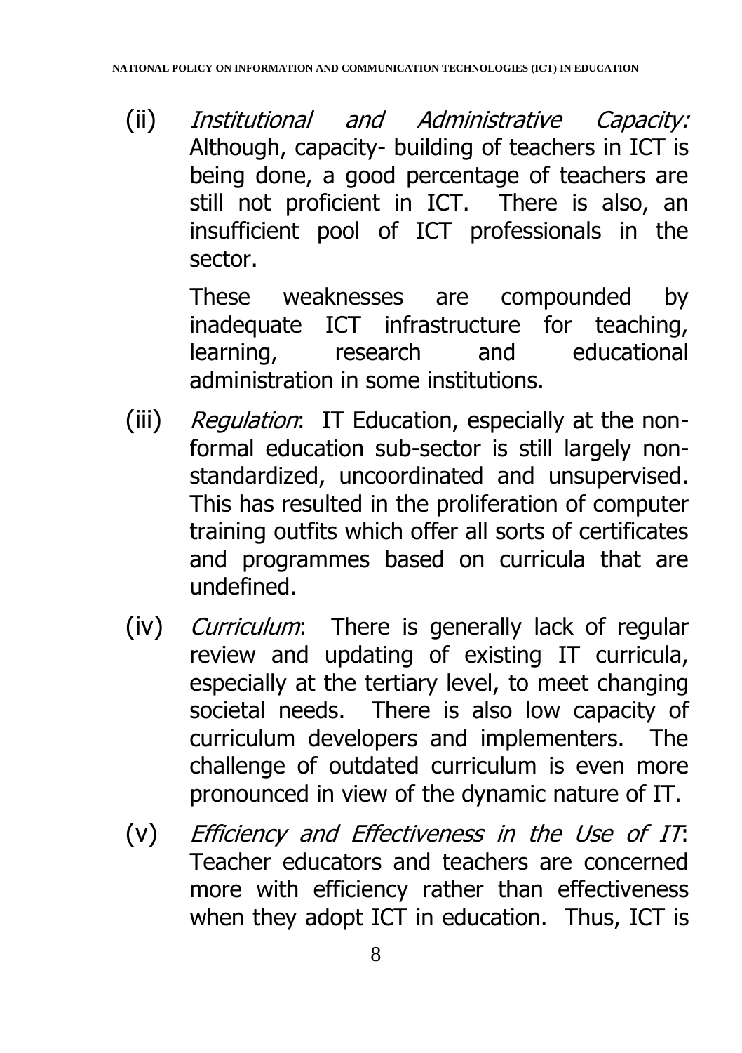(ii) *Institutional and Administrative Capacity:* Although, capacity- building of teachers in ICT is being done, a good percentage of teachers are still not proficient in ICT. There is also, an insufficient pool of ICT professionals in the sector.

These weaknesses are compounded by inadequate ICT infrastructure for teaching, learning, research and educational administration in some institutions.

(iii) *Regulation*: IT Education, especially at the non-formal education sub-sector is still largely non-standardized, uncoordinated and unsupervised. This has resulted in the proliferation of computer training outfits which offer all sorts of certificates and programmes based on curricula that are undefined.

(iv) *Curriculum*: There is generally lack of regular review and updating of existing IT curricula, especially at the tertiary level, to meet changing societal needs. There is also low capacity of curriculum developers and implementers. The challenge of outdated curriculum is even more pronounced in view of the dynamic nature of IT.

(v) *Efficiency and Effectiveness in the Use of IT*: Teacher educators and teachers are concerned more with efficiency rather than effectiveness when they adopt ICT in education. Thus, ICT is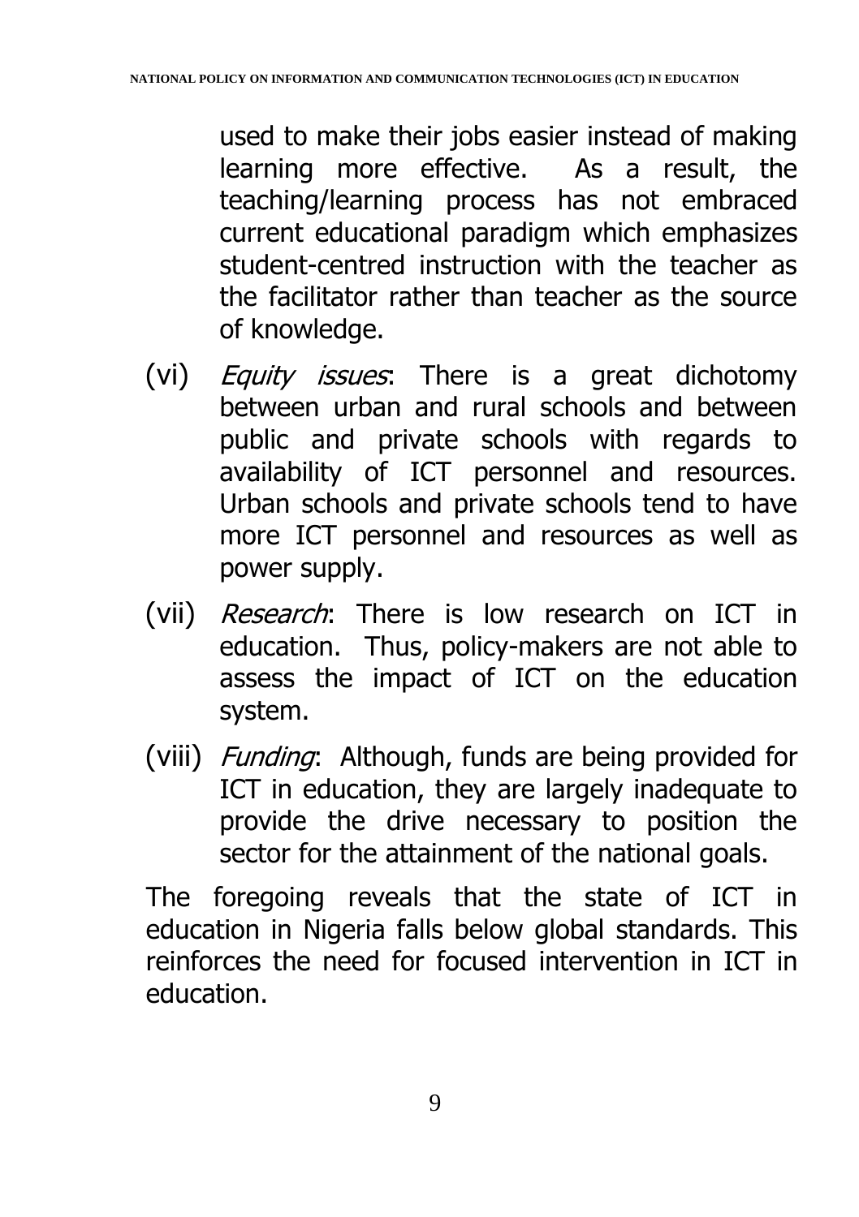used to make their jobs easier instead of making learning more effective. As a result, the teaching/learning process has not embraced current educational paradigm which emphasizes student-centred instruction with the teacher as the facilitator rather than teacher as the source of knowledge.

(vi) *Equity issues*: There is a great dichotomy between urban and rural schools and between public and private schools with regards to availability of ICT personnel and resources. Urban schools and private schools tend to have more ICT personnel and resources as well as power supply.

(vii) *Research*: There is low research on ICT in education. Thus, policy-makers are not able to assess the impact of ICT on the education system.

(viii) *Funding*: Although, funds are being provided for ICT in education, they are largely inadequate to provide the drive necessary to position the sector for the attainment of the national goals.

The foregoing reveals that the state of ICT in education in Nigeria falls below global standards. This reinforces the need for focused intervention in ICT in education.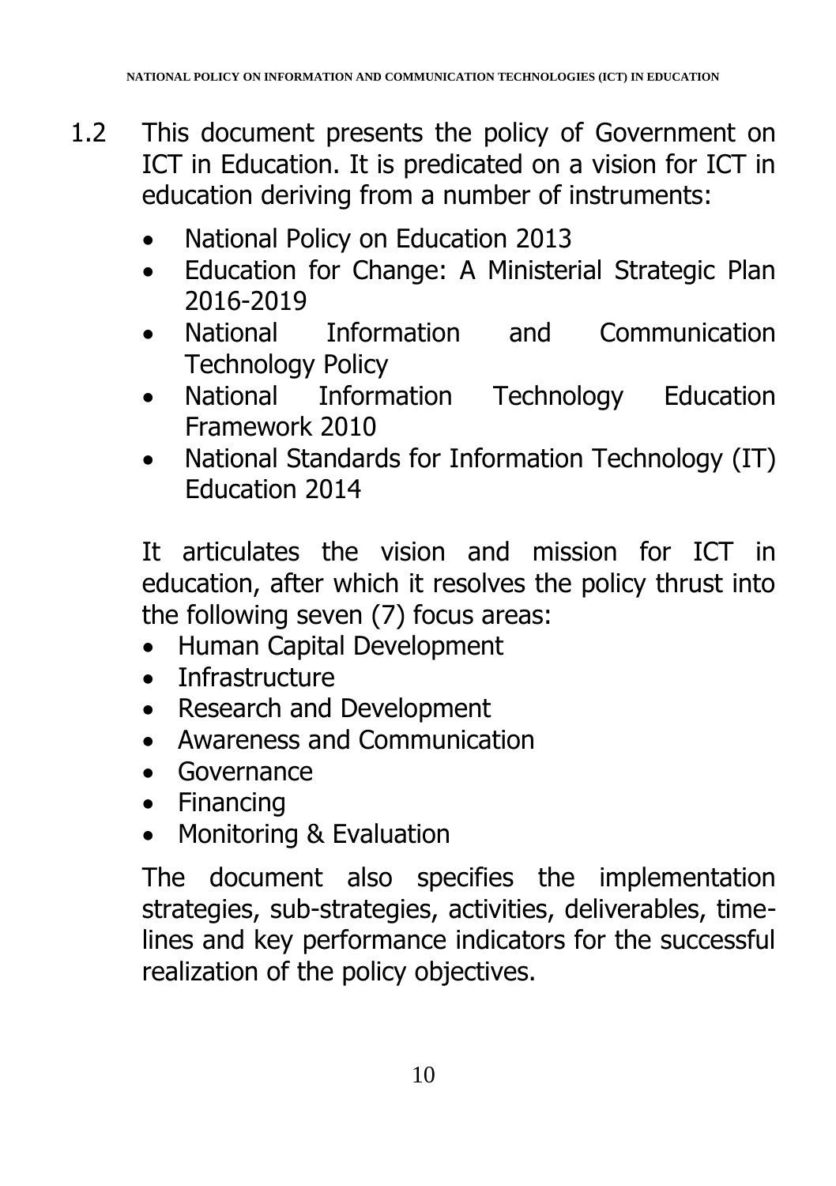1.2 This document presents the policy of Government on ICT in Education. It is predicated on a vision for ICT in education deriving from a number of instruments:

- National Policy on Education 2013
- Education for Change: A Ministerial Strategic Plan 2016-2019
- National Information and Communication Technology Policy
- National Information Technology Education Framework 2010
- National Standards for Information Technology (IT) Education 2014

It articulates the vision and mission for ICT in education, after which it resolves the policy thrust into the following seven (7) focus areas:

- Human Capital Development
- Infrastructure
- Research and Development
- Awareness and Communication
- Governance
- Financing
- Monitoring & Evaluation

The document also specifies the implementation strategies, sub-strategies, activities, deliverables, time-lines and key performance indicators for the successful realization of the policy objectives.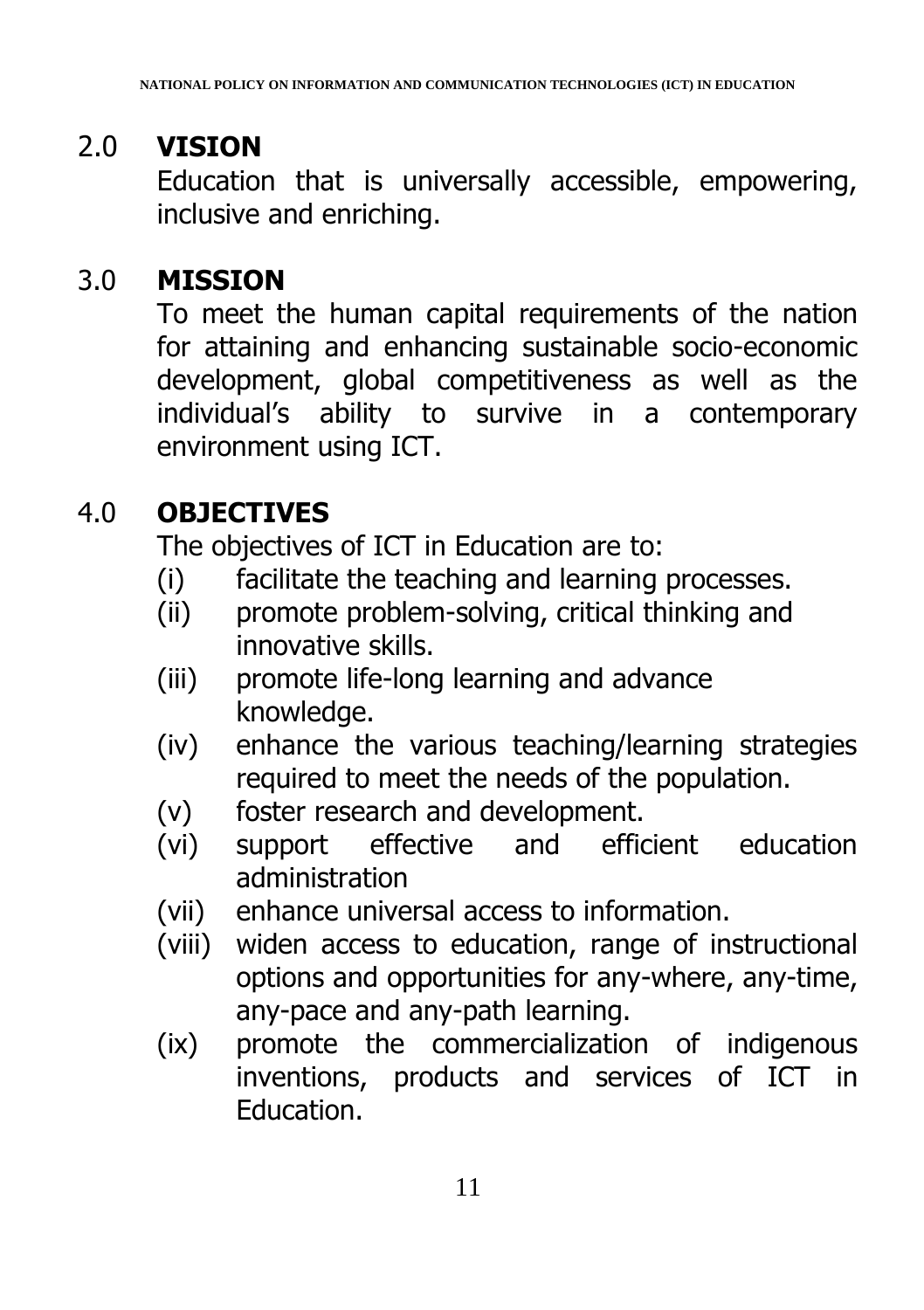## 2.0 VISION

Education that is universally accessible, empowering, inclusive and enriching.

## 3.0 MISSION

To meet the human capital requirements of the nation for attaining and enhancing sustainable socio-economic development, global competitiveness as well as the individual's ability to survive in a contemporary environment using ICT.

## 4.0 OBJECTIVES

The objectives of ICT in Education are to:

(i) facilitate the teaching and learning processes.

(ii) promote problem-solving, critical thinking and innovative skills.

(iii) promote life-long learning and advance knowledge.

(iv) enhance the various teaching/learning strategies required to meet the needs of the population.

(v) foster research and development.

(vi) support effective and efficient education administration

(vii) enhance universal access to information.

(viii) widen access to education, range of instructional options and opportunities for any-where, any-time, any-pace and any-path learning.

(ix) promote the commercialization of indigenous inventions, products and services of ICT in Education.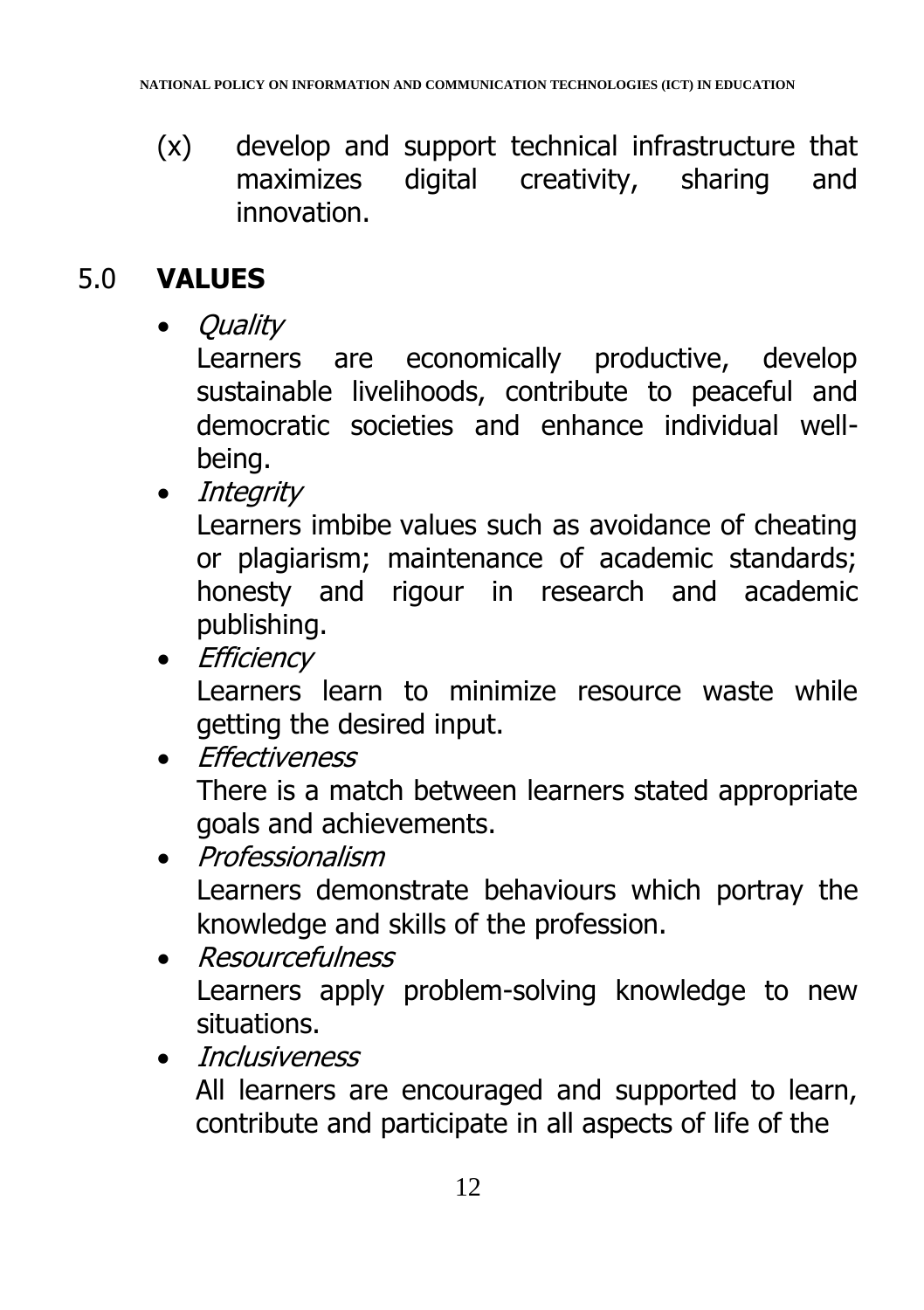(x) develop and support technical infrastructure that maximizes digital creativity, sharing and innovation.

## 5.0 VALUES

- *Quality*
  Learners are economically productive, develop sustainable livelihoods, contribute to peaceful and democratic societies and enhance individual well-being.
- *Integrity*
  Learners imbibe values such as avoidance of cheating or plagiarism; maintenance of academic standards; honesty and rigour in research and academic publishing.
- *Efficiency*
  Learners learn to minimize resource waste while getting the desired input.
- *Effectiveness*
  There is a match between learners stated appropriate goals and achievements.
- *Professionalism*
  Learners demonstrate behaviours which portray the knowledge and skills of the profession.
- *Resourcefulness*
  Learners apply problem-solving knowledge to new situations.
- *Inclusiveness*
  All learners are encouraged and supported to learn, contribute and participate in all aspects of life of the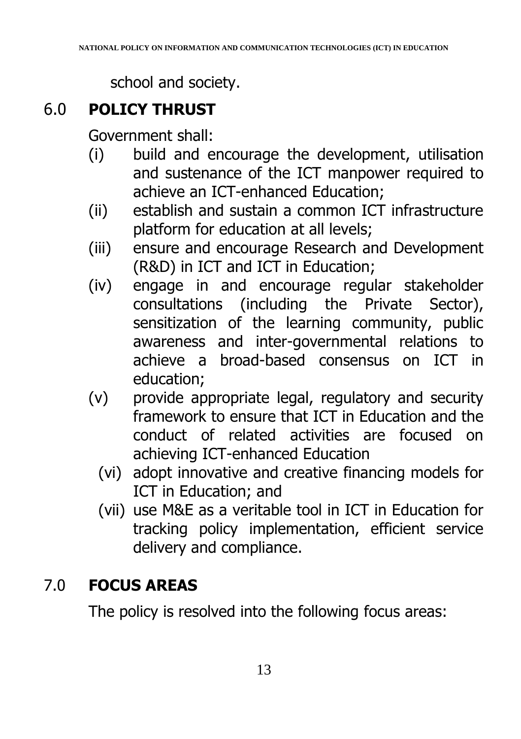school and society.

## 6.0 POLICY THRUST

Government shall:

(i) build and encourage the development, utilisation and sustenance of the ICT manpower required to achieve an ICT-enhanced Education;

(ii) establish and sustain a common ICT infrastructure platform for education at all levels;

(iii) ensure and encourage Research and Development (R&D) in ICT and ICT in Education;

(iv) engage in and encourage regular stakeholder consultations (including the Private Sector), sensitization of the learning community, public awareness and inter-governmental relations to achieve a broad-based consensus on ICT in education;

(v) provide appropriate legal, regulatory and security framework to ensure that ICT in Education and the conduct of related activities are focused on achieving ICT-enhanced Education

(vi) adopt innovative and creative financing models for ICT in Education; and

(vii) use M&E as a veritable tool in ICT in Education for tracking policy implementation, efficient service delivery and compliance.

## 7.0 FOCUS AREAS

The policy is resolved into the following focus areas: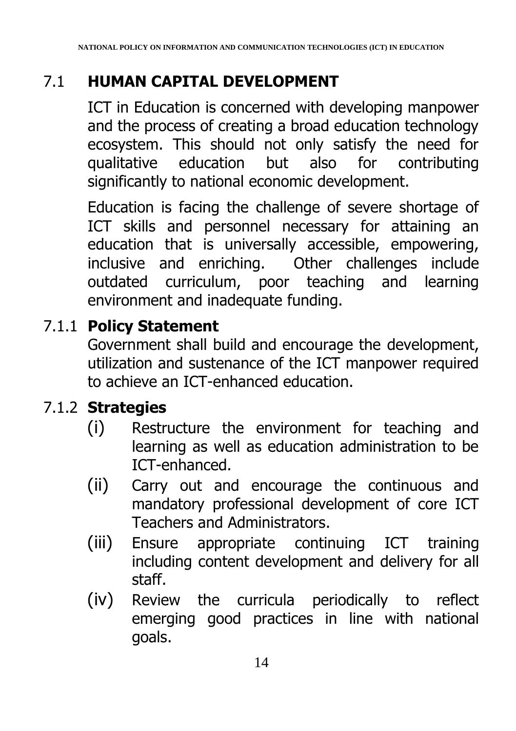## 7.1 HUMAN CAPITAL DEVELOPMENT

ICT in Education is concerned with developing manpower and the process of creating a broad education technology ecosystem. This should not only satisfy the need for qualitative education but also for contributing significantly to national economic development.

Education is facing the challenge of severe shortage of ICT skills and personnel necessary for attaining an education that is universally accessible, empowering, inclusive and enriching. Other challenges include outdated curriculum, poor teaching and learning environment and inadequate funding.

### 7.1.1 Policy Statement

Government shall build and encourage the development, utilization and sustenance of the ICT manpower required to achieve an ICT-enhanced education.

### 7.1.2 Strategies

(i) Restructure the environment for teaching and learning as well as education administration to be ICT-enhanced.

(ii) Carry out and encourage the continuous and mandatory professional development of core ICT Teachers and Administrators.

(iii) Ensure appropriate continuing ICT training including content development and delivery for all staff.

(iv) Review the curricula periodically to reflect emerging good practices in line with national goals.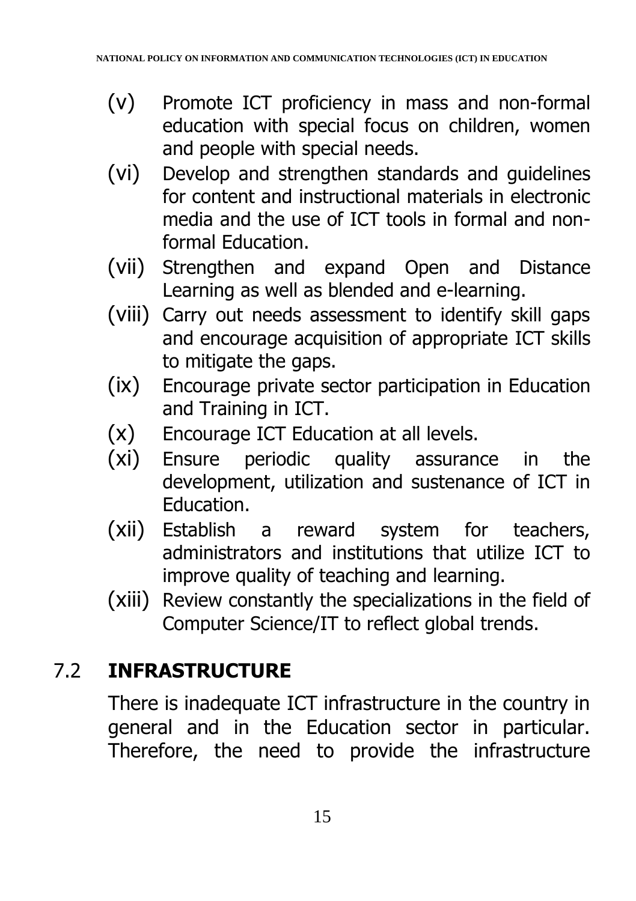(v) Promote ICT proficiency in mass and non-formal education with special focus on children, women and people with special needs.

(vi) Develop and strengthen standards and guidelines for content and instructional materials in electronic media and the use of ICT tools in formal and non-formal Education.

(vii) Strengthen and expand Open and Distance Learning as well as blended and e-learning.

(viii) Carry out needs assessment to identify skill gaps and encourage acquisition of appropriate ICT skills to mitigate the gaps.

(ix) Encourage private sector participation in Education and Training in ICT.

(x) Encourage ICT Education at all levels.

(xi) Ensure periodic quality assurance in the development, utilization and sustenance of ICT in Education.

(xii) Establish a reward system for teachers, administrators and institutions that utilize ICT to improve quality of teaching and learning.

(xiii) Review constantly the specializations in the field of Computer Science/IT to reflect global trends.

## 7.2 INFRASTRUCTURE

There is inadequate ICT infrastructure in the country in general and in the Education sector in particular. Therefore, the need to provide the infrastructure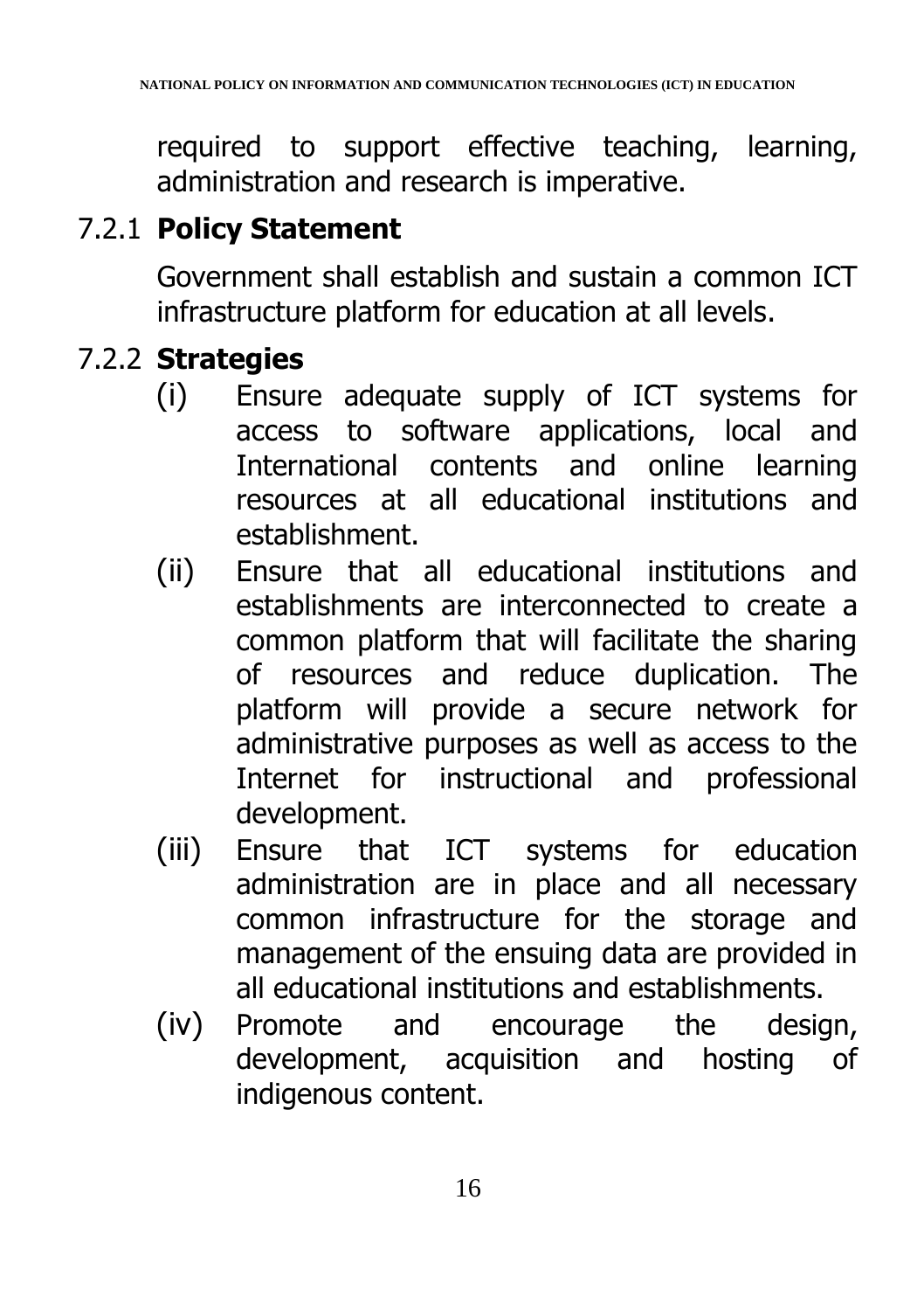required to support effective teaching, learning, administration and research is imperative.

### 7.2.1 Policy Statement

Government shall establish and sustain a common ICT infrastructure platform for education at all levels.

### 7.2.2 Strategies

(i) Ensure adequate supply of ICT systems for access to software applications, local and International contents and online learning resources at all educational institutions and establishment.

(ii) Ensure that all educational institutions and establishments are interconnected to create a common platform that will facilitate the sharing of resources and reduce duplication. The platform will provide a secure network for administrative purposes as well as access to the Internet for instructional and professional development.

(iii) Ensure that ICT systems for education administration are in place and all necessary common infrastructure for the storage and management of the ensuing data are provided in all educational institutions and establishments.

(iv) Promote and encourage the design, development, acquisition and hosting of indigenous content.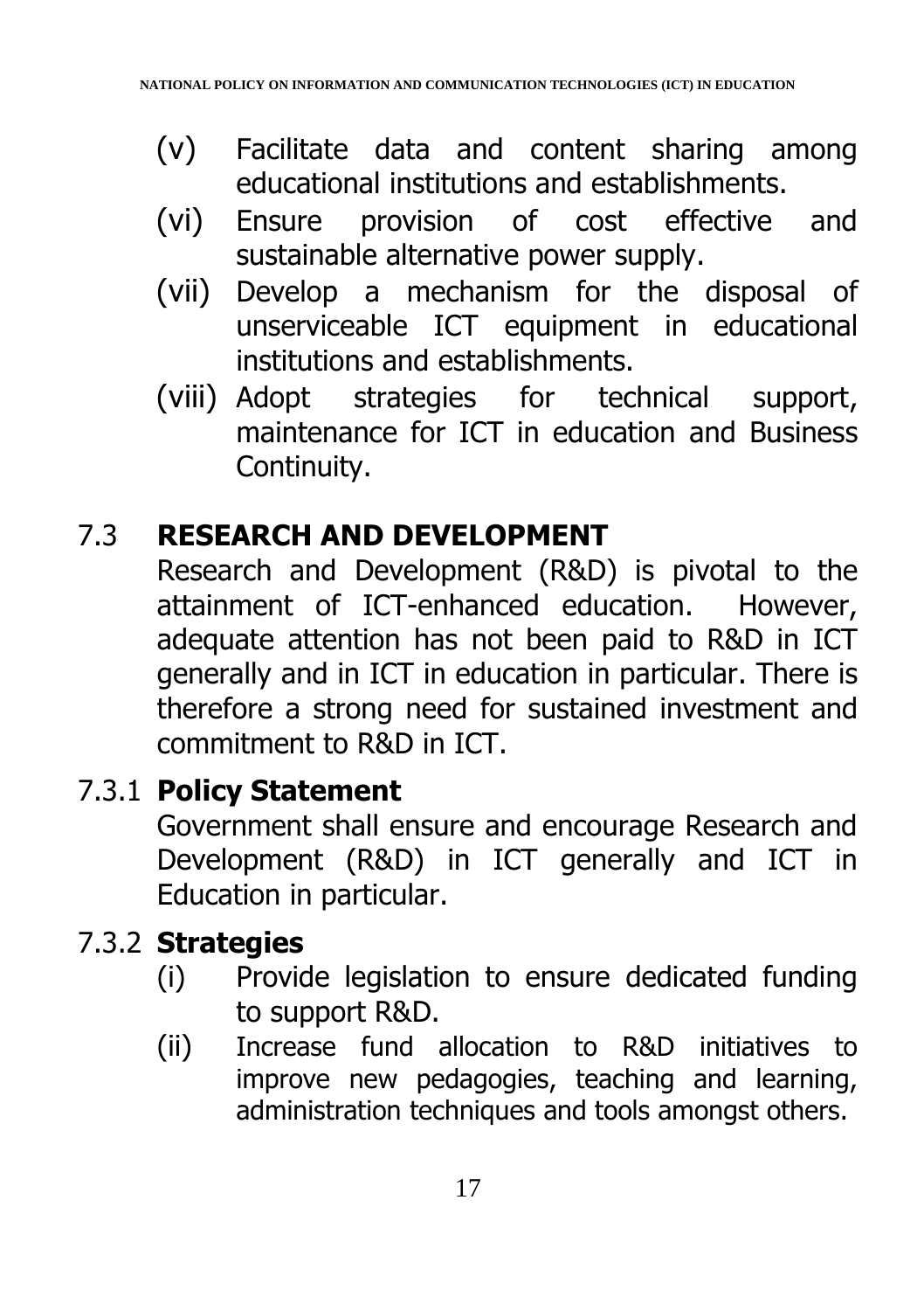(v) Facilitate data and content sharing among educational institutions and establishments.

(vi) Ensure provision of cost effective and sustainable alternative power supply.

(vii) Develop a mechanism for the disposal of unserviceable ICT equipment in educational institutions and establishments.

(viii) Adopt strategies for technical support, maintenance for ICT in education and Business Continuity.

## 7.3 RESEARCH AND DEVELOPMENT

Research and Development (R&D) is pivotal to the attainment of ICT-enhanced education. However, adequate attention has not been paid to R&D in ICT generally and in ICT in education in particular. There is therefore a strong need for sustained investment and commitment to R&D in ICT.

### 7.3.1 Policy Statement

Government shall ensure and encourage Research and Development (R&D) in ICT generally and ICT in Education in particular.

### 7.3.2 Strategies

(i) Provide legislation to ensure dedicated funding to support R&D.

(ii) Increase fund allocation to R&D initiatives to improve new pedagogies, teaching and learning, administration techniques and tools amongst others.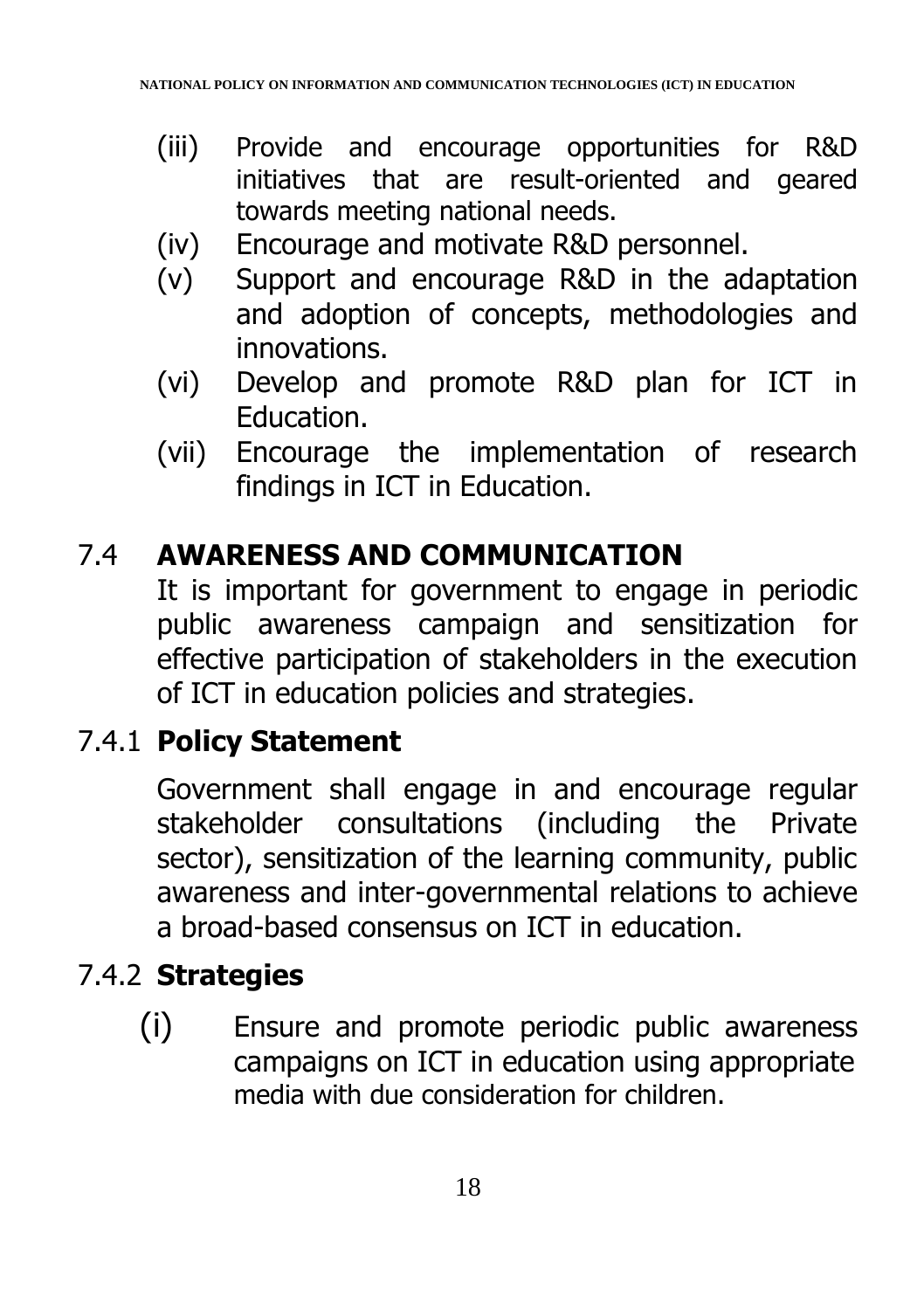(iii) Provide and encourage opportunities for R&D initiatives that are result-oriented and geared towards meeting national needs.

(iv) Encourage and motivate R&D personnel.

(v) Support and encourage R&D in the adaptation and adoption of concepts, methodologies and innovations.

(vi) Develop and promote R&D plan for ICT in Education.

(vii) Encourage the implementation of research findings in ICT in Education.

## 7.4 AWARENESS AND COMMUNICATION

It is important for government to engage in periodic public awareness campaign and sensitization for effective participation of stakeholders in the execution of ICT in education policies and strategies.

### 7.4.1 Policy Statement

Government shall engage in and encourage regular stakeholder consultations (including the Private sector), sensitization of the learning community, public awareness and inter-governmental relations to achieve a broad-based consensus on ICT in education.

### 7.4.2 Strategies

(i) Ensure and promote periodic public awareness campaigns on ICT in education using appropriate media with due consideration for children.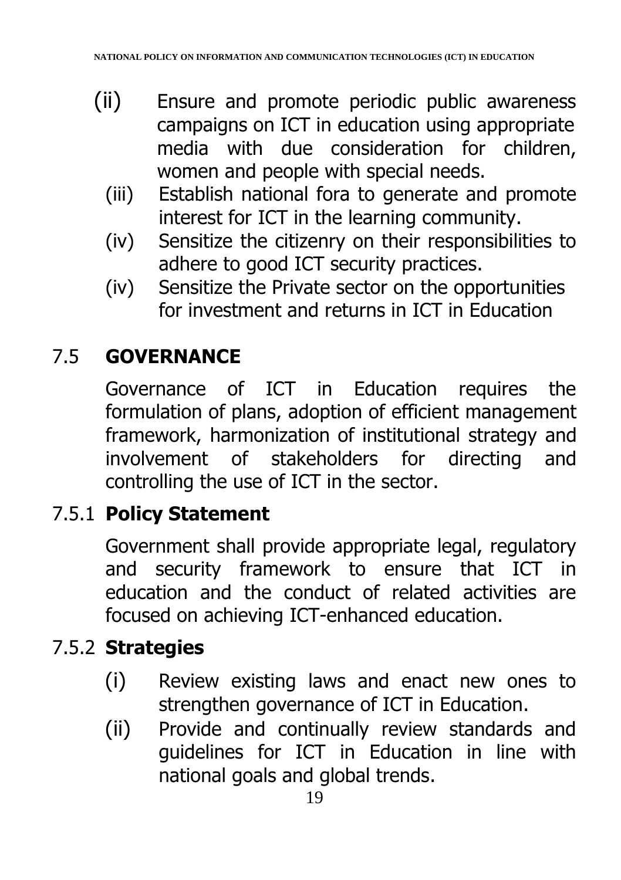(ii) Ensure and promote periodic public awareness campaigns on ICT in education using appropriate media with due consideration for children, women and people with special needs.

(iii) Establish national fora to generate and promote interest for ICT in the learning community.

(iv) Sensitize the citizenry on their responsibilities to adhere to good ICT security practices.

(iv) Sensitize the Private sector on the opportunities for investment and returns in ICT in Education

## 7.5 GOVERNANCE

Governance of ICT in Education requires the formulation of plans, adoption of efficient management framework, harmonization of institutional strategy and involvement of stakeholders for directing and controlling the use of ICT in the sector.

### 7.5.1 Policy Statement

Government shall provide appropriate legal, regulatory and security framework to ensure that ICT in education and the conduct of related activities are focused on achieving ICT-enhanced education.

### 7.5.2 Strategies

(i) Review existing laws and enact new ones to strengthen governance of ICT in Education.

(ii) Provide and continually review standards and guidelines for ICT in Education in line with national goals and global trends.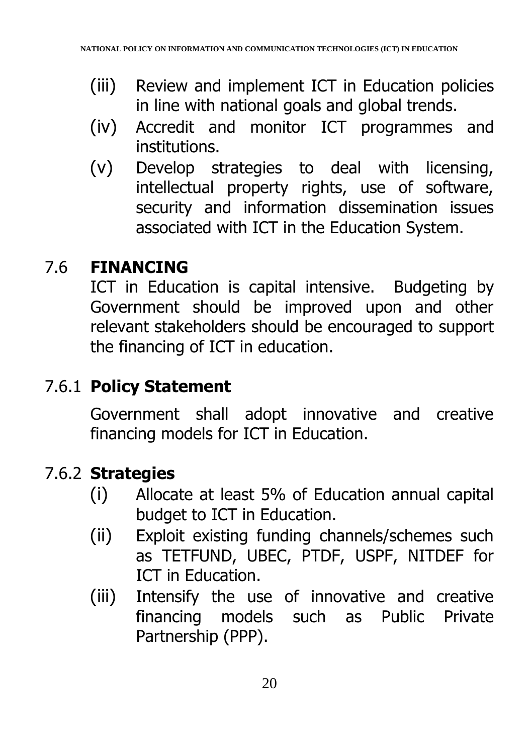(iii) Review and implement ICT in Education policies in line with national goals and global trends.

(iv) Accredit and monitor ICT programmes and institutions.

(v) Develop strategies to deal with licensing, intellectual property rights, use of software, security and information dissemination issues associated with ICT in the Education System.

## 7.6 FINANCING

ICT in Education is capital intensive. Budgeting by Government should be improved upon and other relevant stakeholders should be encouraged to support the financing of ICT in education.

### 7.6.1 Policy Statement

Government shall adopt innovative and creative financing models for ICT in Education.

### 7.6.2 Strategies

(i) Allocate at least 5% of Education annual capital budget to ICT in Education.

(ii) Exploit existing funding channels/schemes such as TETFUND, UBEC, PTDF, USPF, NITDEF for ICT in Education.

(iii) Intensify the use of innovative and creative financing models such as Public Private Partnership (PPP).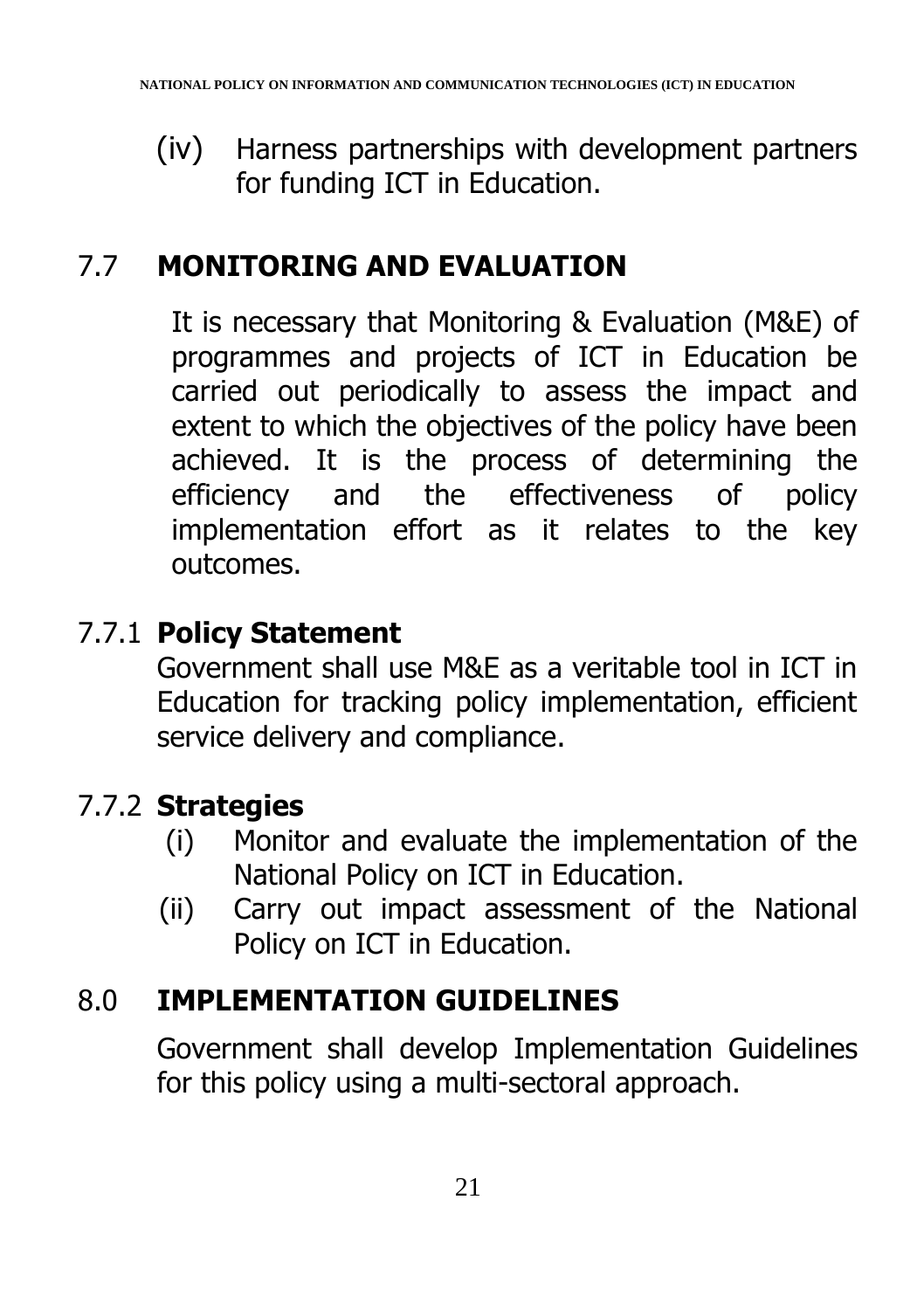(iv) Harness partnerships with development partners for funding ICT in Education.

## 7.7 MONITORING AND EVALUATION

It is necessary that Monitoring & Evaluation (M&E) of programmes and projects of ICT in Education be carried out periodically to assess the impact and extent to which the objectives of the policy have been achieved. It is the process of determining the efficiency and the effectiveness of policy implementation effort as it relates to the key outcomes.

### 7.7.1 Policy Statement

Government shall use M&E as a veritable tool in ICT in Education for tracking policy implementation, efficient service delivery and compliance.

### 7.7.2 Strategies

(i) Monitor and evaluate the implementation of the National Policy on ICT in Education.

(ii) Carry out impact assessment of the National Policy on ICT in Education.

## 8.0 IMPLEMENTATION GUIDELINES

Government shall develop Implementation Guidelines for this policy using a multi-sectoral approach.